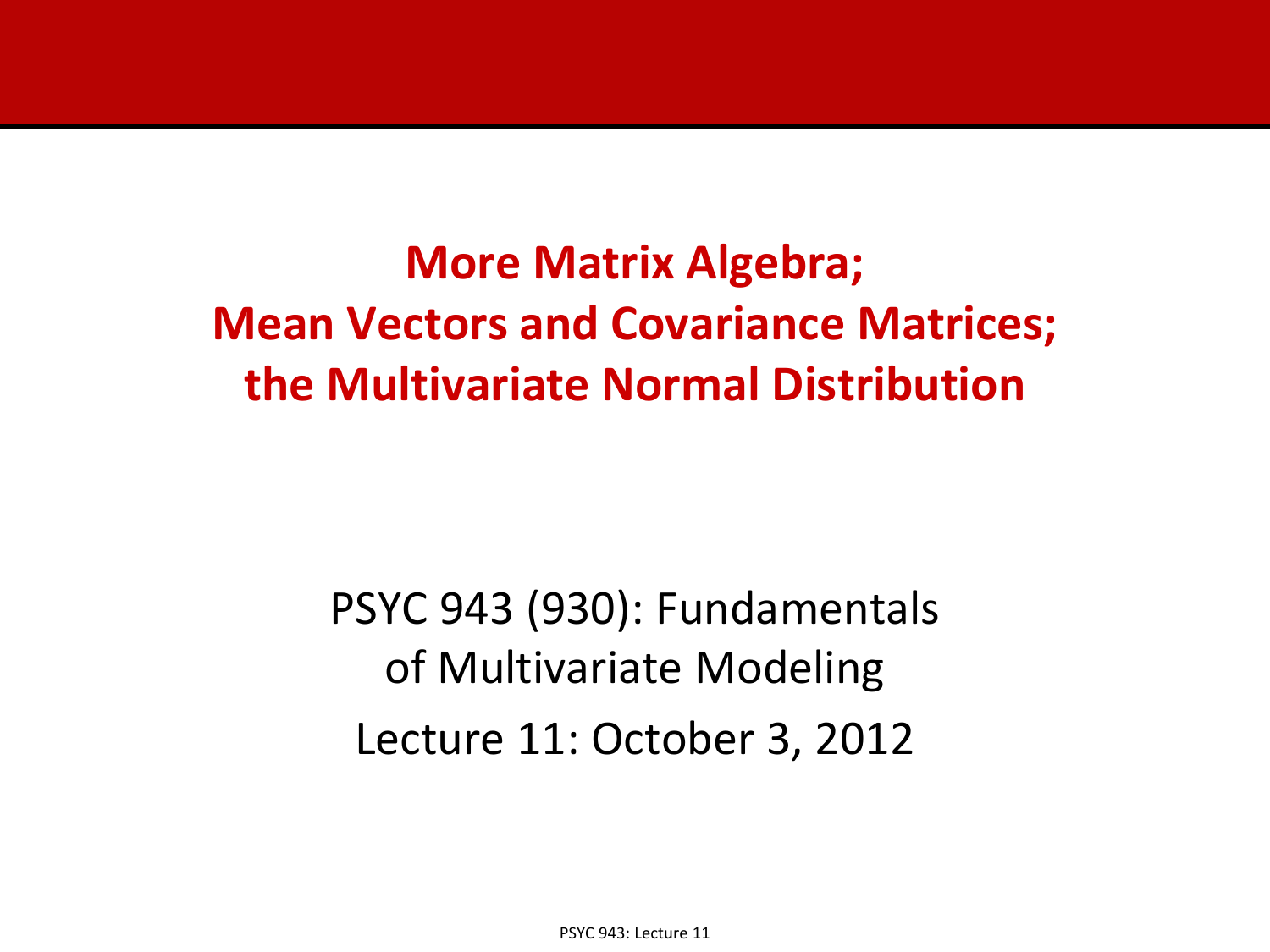# More Matrix Algebra; Mean Vectors and Covariance Matrices; the Multivariate Normal Distribution

PSYC 943 (930): Fundamentals of Multivariate Modeling

Lecture 11: October 3, 2012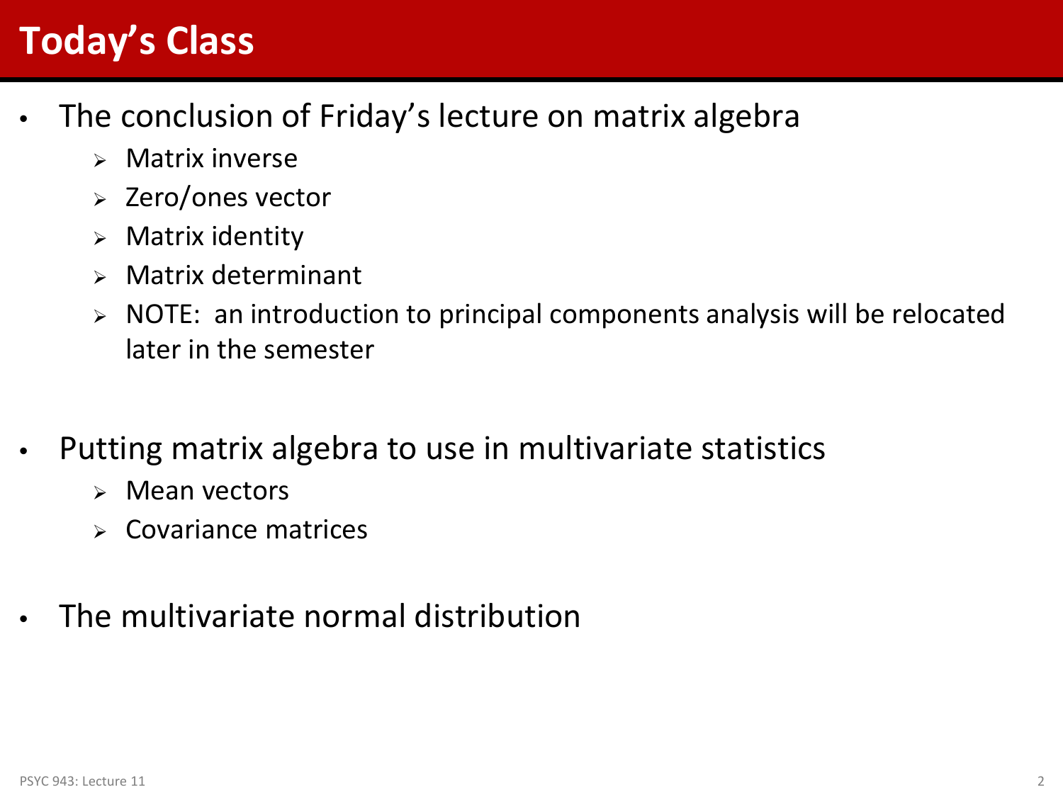# Today's Class

- The conclusion of Friday's lecture on matrix algebra
  - Matrix inverse
  - Zero/ones vector
  - Matrix identity
  - Matrix determinant
  - NOTE: an introduction to principal components analysis will be relocated later in the semester

- Putting matrix algebra to use in multivariate statistics
  - Mean vectors
  - Covariance matrices

- The multivariate normal distribution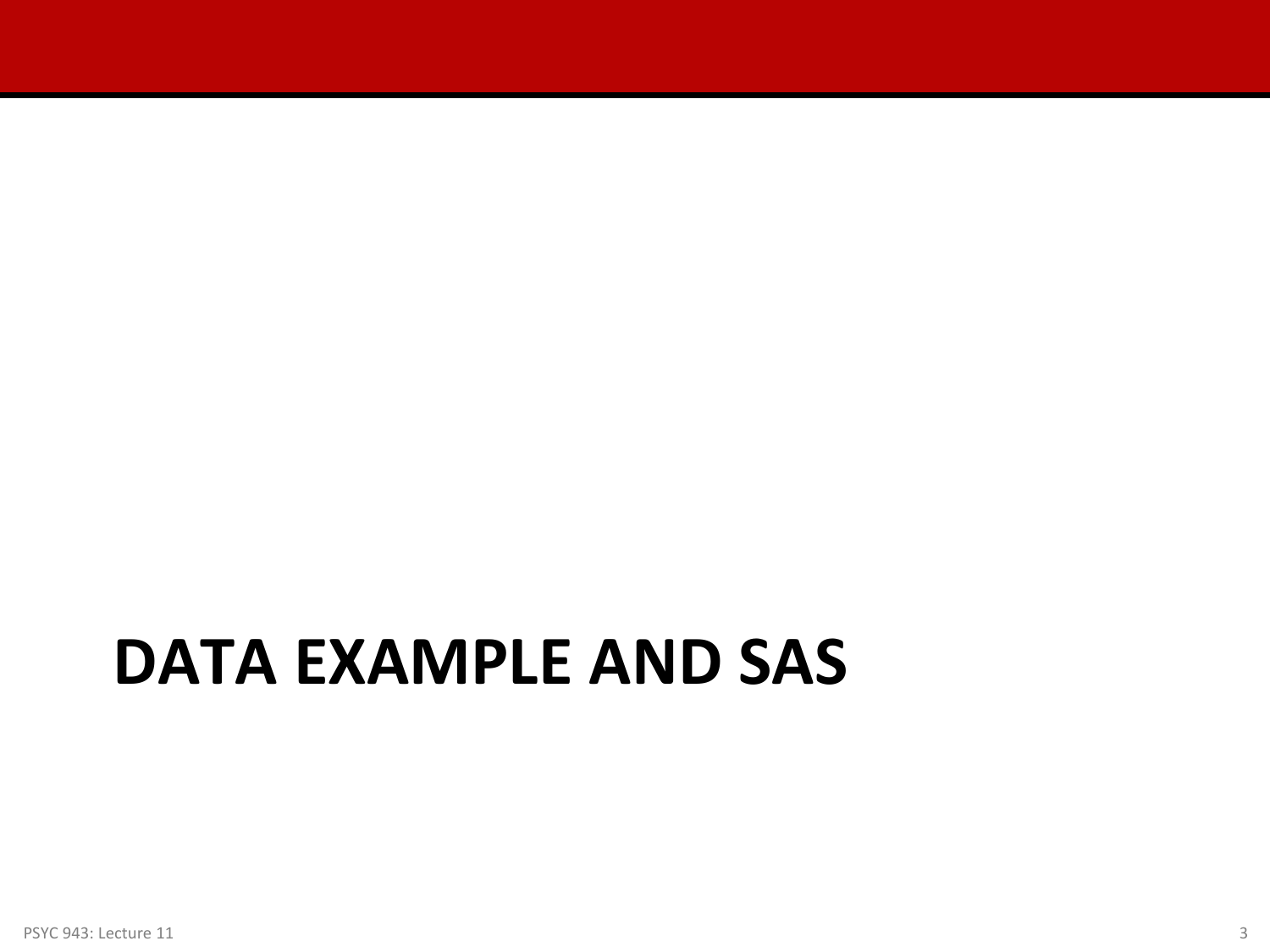# DATA EXAMPLE AND SAS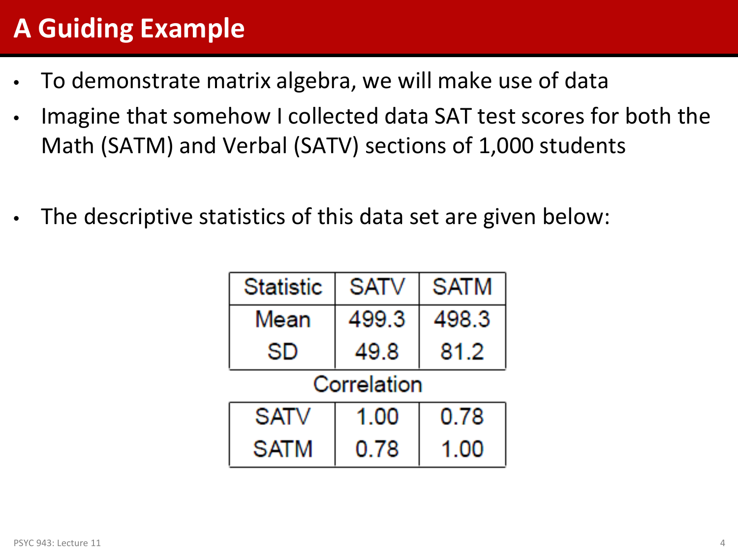# A Guiding Example

- To demonstrate matrix algebra, we will make use of data
- Imagine that somehow I collected data SAT test scores for both the Math (SATM) and Verbal (SATV) sections of 1,000 students

- The descriptive statistics of this data set are given below:

| Statistic | SATV | SATM |
|---|---|---|
| Mean | 499.3 | 498.3 |
| SD | 49.8 | 81.2 |
| **Correlation** | | |
| SATV | 1.00 | 0.78 |
| SATM | 0.78 | 1.00 |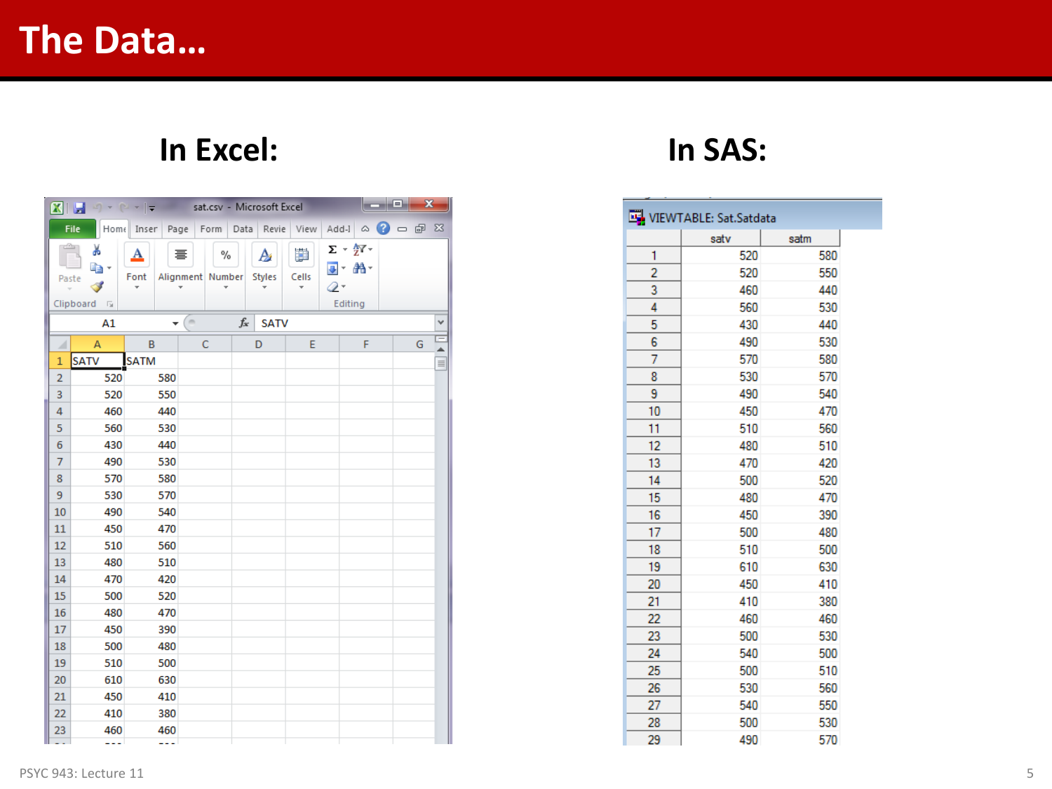# The Data…

**In Excel:**

| | A | B |
|---|---|---|
| 1 | SATV | SATM |
| 2 | 520 | 580 |
| 3 | 520 | 550 |
| 4 | 460 | 440 |
| 5 | 560 | 530 |
| 6 | 430 | 440 |
| 7 | 490 | 530 |
| 8 | 570 | 580 |
| 9 | 530 | 570 |
| 10 | 490 | 540 |
| 11 | 450 | 470 |
| 12 | 510 | 560 |
| 13 | 480 | 510 |
| 14 | 470 | 420 |
| 15 | 500 | 520 |
| 16 | 480 | 470 |
| 17 | 450 | 390 |
| 18 | 500 | 480 |
| 19 | 510 | 500 |
| 20 | 610 | 630 |
| 21 | 450 | 410 |
| 22 | 410 | 380 |
| 23 | 460 | 460 |

**In SAS:**

VIEWTABLE: Sat.Satdata

| | satv | satm |
|---|---|---|
| 1 | 520 | 580 |
| 2 | 520 | 550 |
| 3 | 460 | 440 |
| 4 | 560 | 530 |
| 5 | 430 | 440 |
| 6 | 490 | 530 |
| 7 | 570 | 580 |
| 8 | 530 | 570 |
| 9 | 490 | 540 |
| 10 | 450 | 470 |
| 11 | 510 | 560 |
| 12 | 480 | 510 |
| 13 | 470 | 420 |
| 14 | 500 | 520 |
| 15 | 480 | 470 |
| 16 | 450 | 390 |
| 17 | 500 | 480 |
| 18 | 510 | 500 |
| 19 | 610 | 630 |
| 20 | 450 | 410 |
| 21 | 410 | 380 |
| 22 | 460 | 460 |
| 23 | 500 | 530 |
| 24 | 540 | 500 |
| 25 | 500 | 510 |
| 26 | 530 | 560 |
| 27 | 540 | 550 |
| 28 | 500 | 530 |
| 29 | 490 | 570 |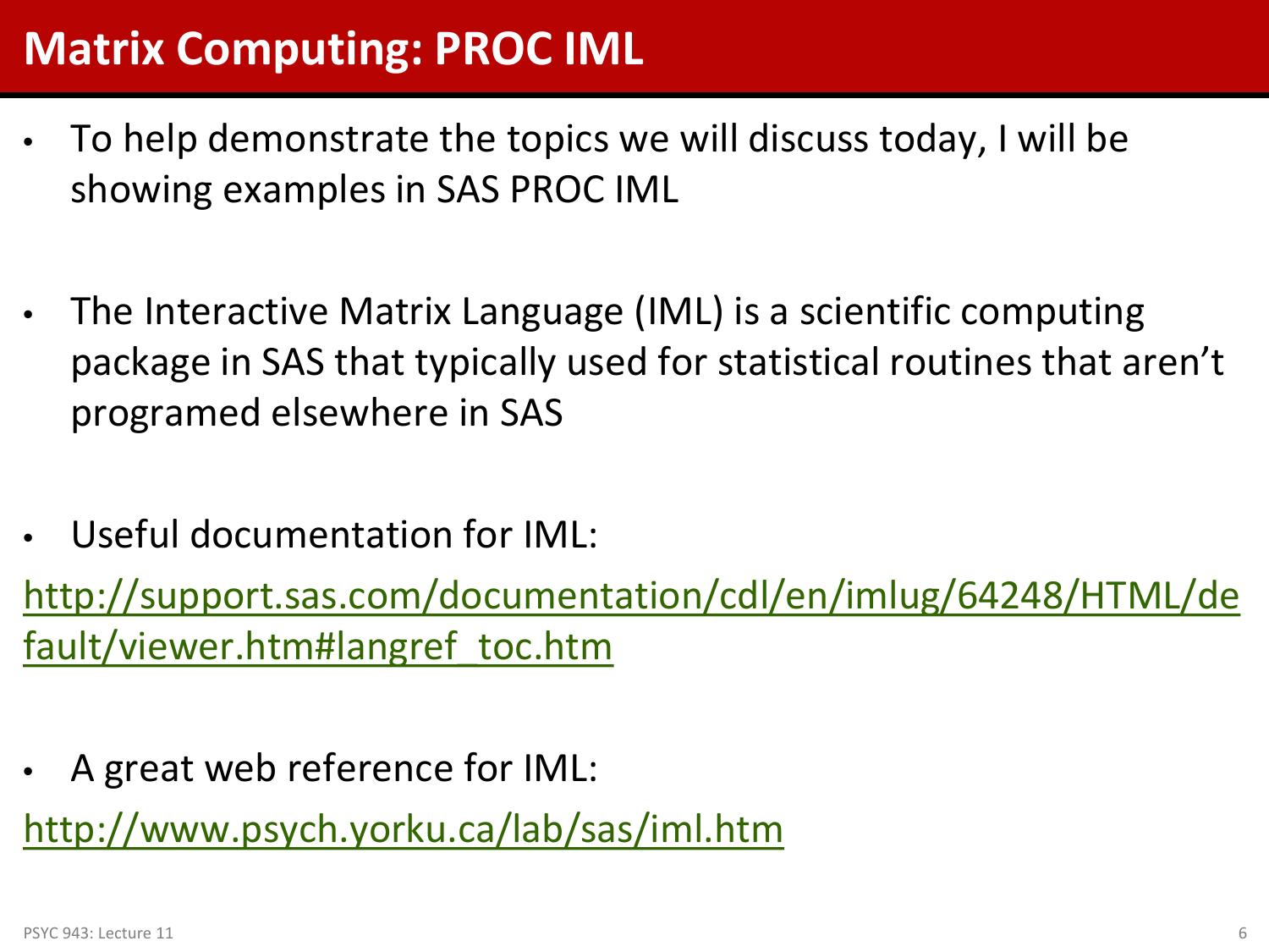# Matrix Computing: PROC IML

- To help demonstrate the topics we will discuss today, I will be showing examples in SAS PROC IML

- The Interactive Matrix Language (IML) is a scientific computing package in SAS that typically used for statistical routines that aren't programed elsewhere in SAS

- Useful documentation for IML:

http://support.sas.com/documentation/cdl/en/imlug/64248/HTML/default/viewer.htm#langref_toc.htm

- A great web reference for IML:

http://www.psych.yorku.ca/lab/sas/iml.htm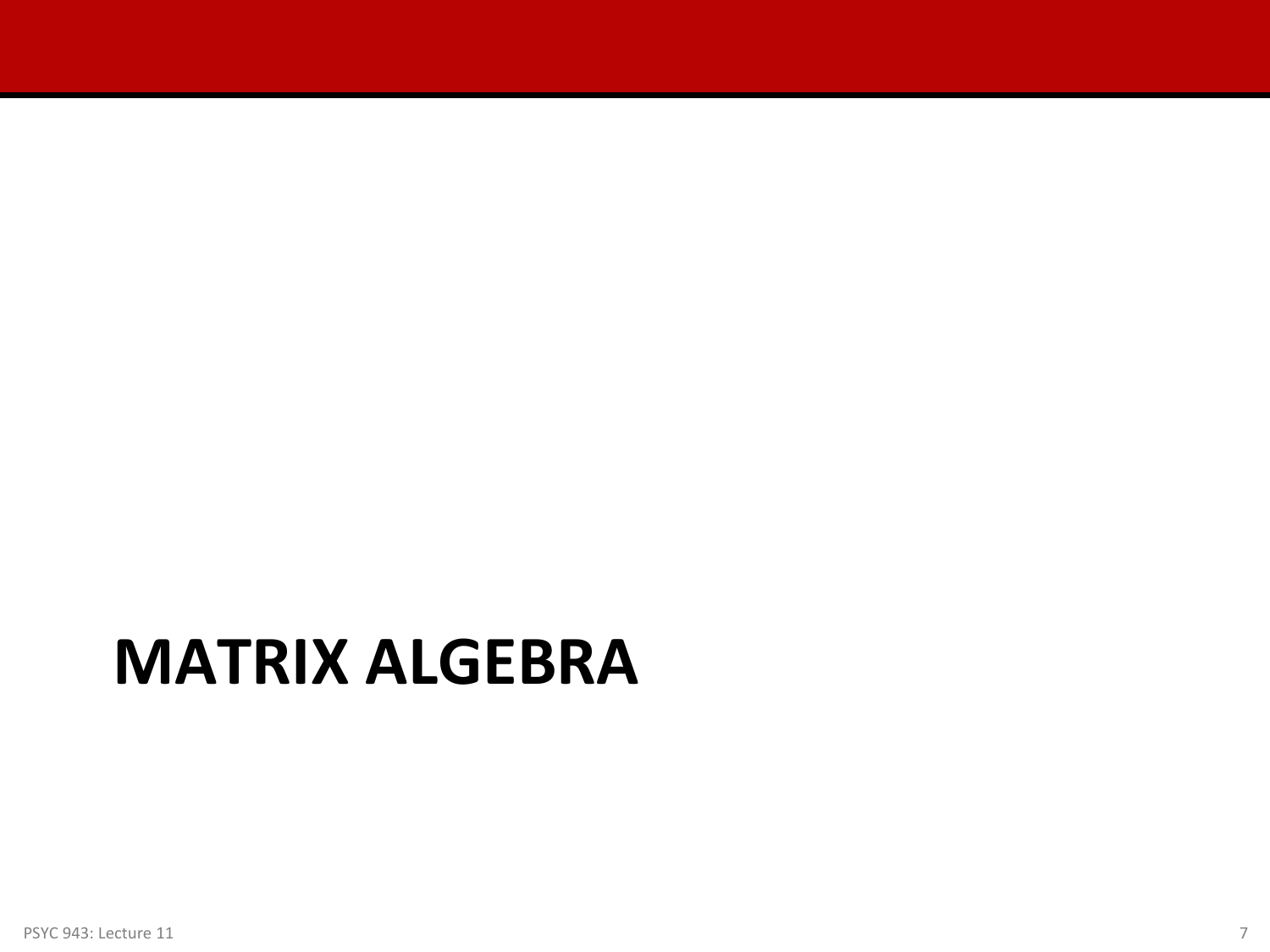# MATRIX ALGEBRA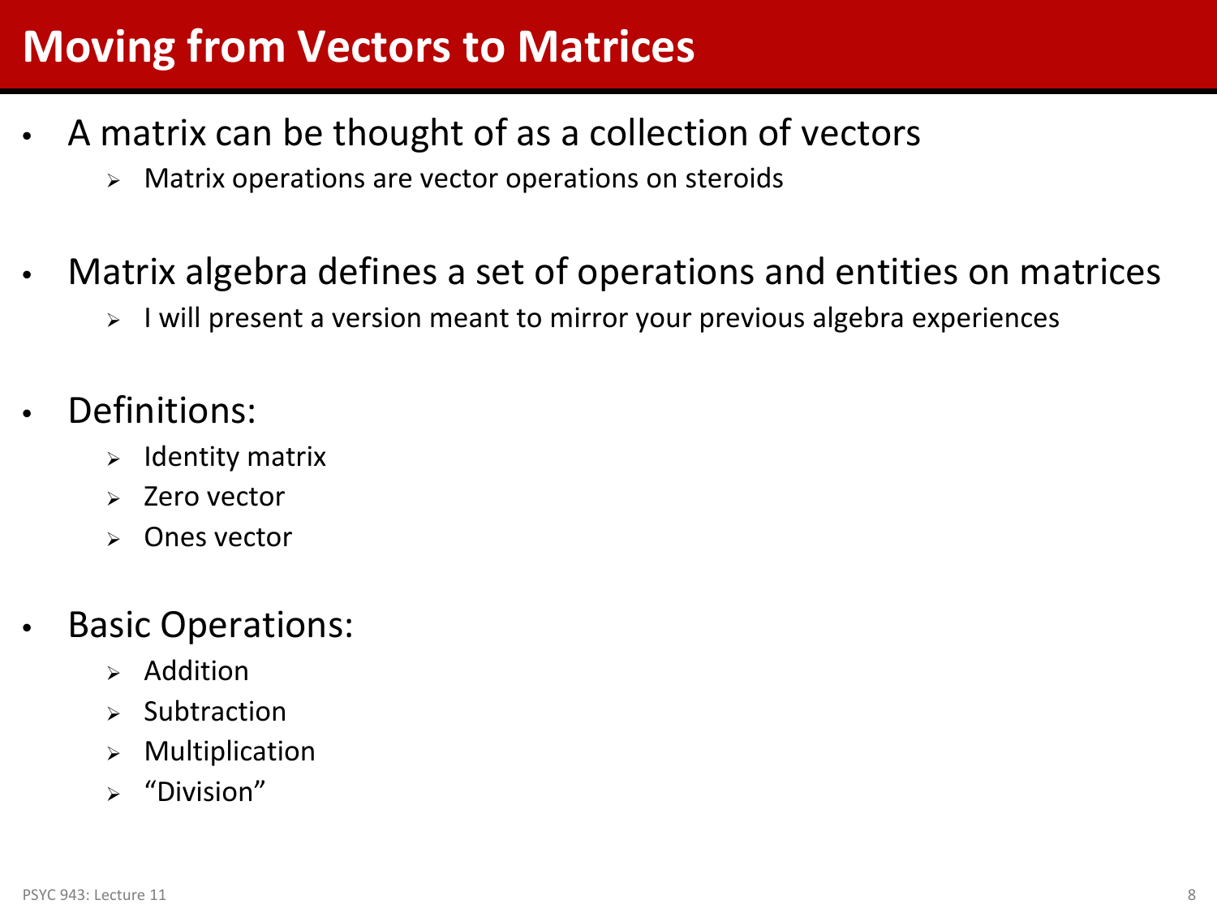# Moving from Vectors to Matrices

- A matrix can be thought of as a collection of vectors
  - Matrix operations are vector operations on steroids
- Matrix algebra defines a set of operations and entities on matrices
  - I will present a version meant to mirror your previous algebra experiences
- Definitions:
  - Identity matrix
  - Zero vector
  - Ones vector
- Basic Operations:
  - Addition
  - Subtraction
  - Multiplication
  - "Division"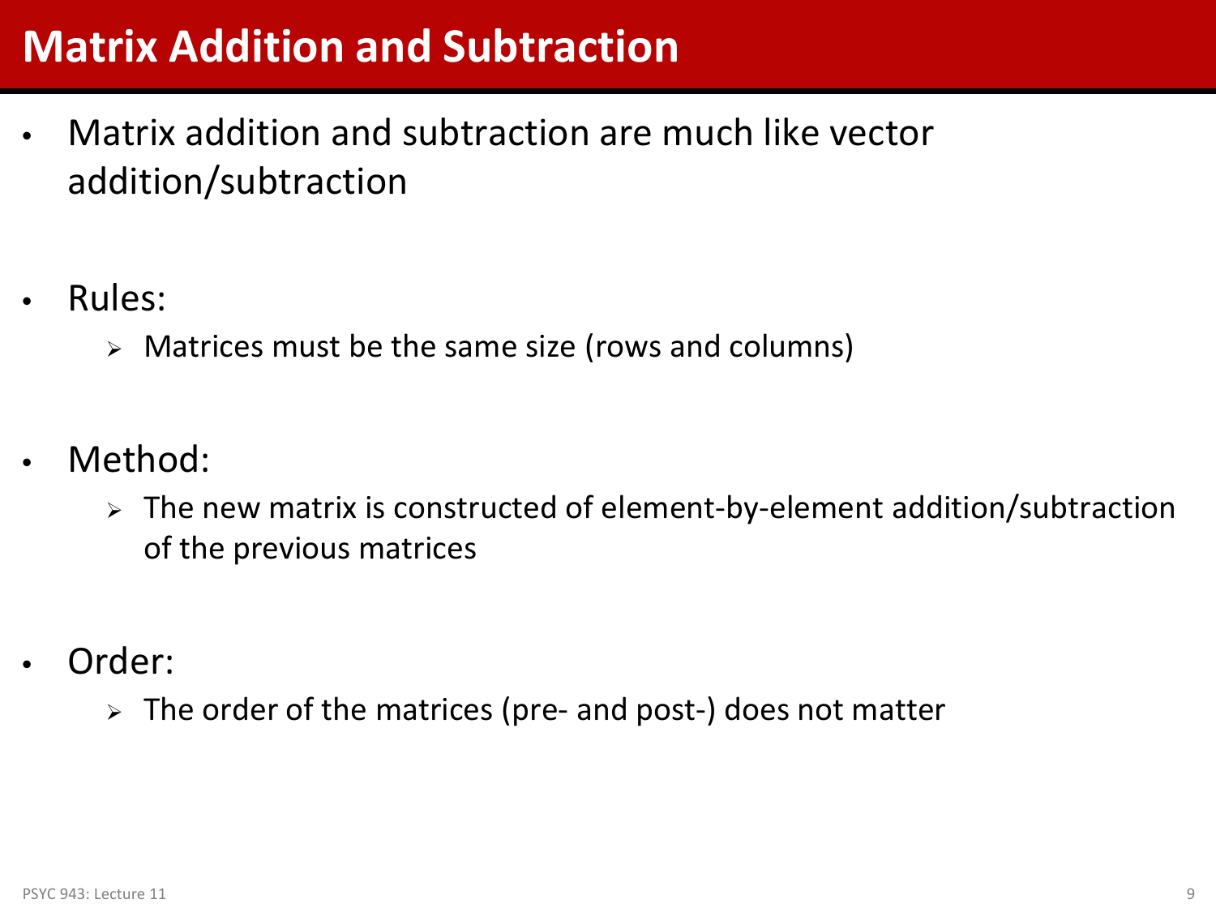# Matrix Addition and Subtraction

- Matrix addition and subtraction are much like vector addition/subtraction

- Rules:
  - Matrices must be the same size (rows and columns)

- Method:
  - The new matrix is constructed of element-by-element addition/subtraction of the previous matrices

- Order:
  - The order of the matrices (pre- and post-) does not matter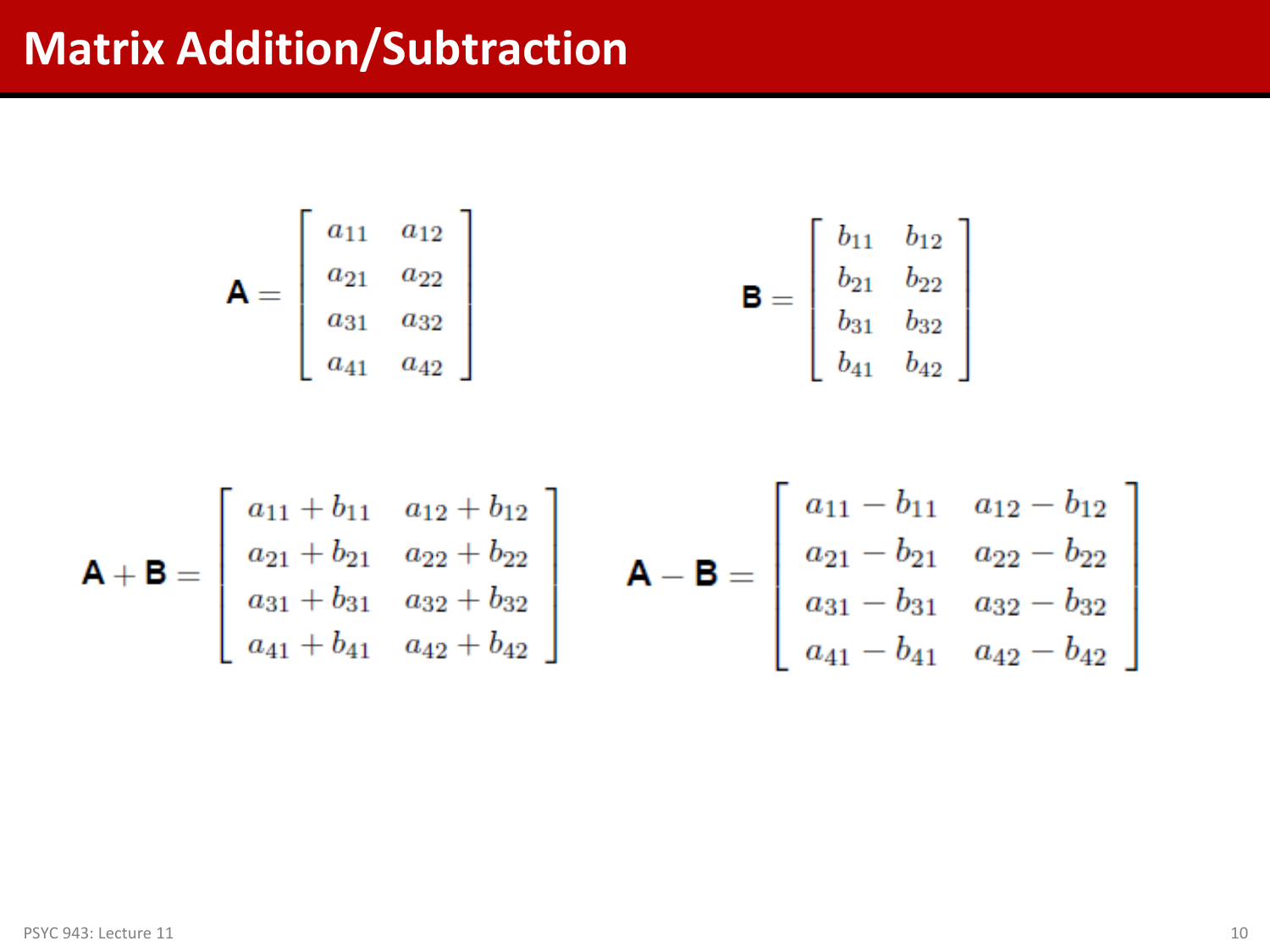# Matrix Addition/Subtraction

$$\mathbf{A} = \begin{bmatrix} a_{11} & a_{12} \\ a_{21} & a_{22} \\ a_{31} & a_{32} \\ a_{41} & a_{42} \end{bmatrix} \qquad \mathbf{B} = \begin{bmatrix} b_{11} & b_{12} \\ b_{21} & b_{22} \\ b_{31} & b_{32} \\ b_{41} & b_{42} \end{bmatrix}$$

$$\mathbf{A} + \mathbf{B} = \begin{bmatrix} a_{11} + b_{11} & a_{12} + b_{12} \\ a_{21} + b_{21} & a_{22} + b_{22} \\ a_{31} + b_{31} & a_{32} + b_{32} \\ a_{41} + b_{41} & a_{42} + b_{42} \end{bmatrix} \qquad \mathbf{A} - \mathbf{B} = \begin{bmatrix} a_{11} - b_{11} & a_{12} - b_{12} \\ a_{21} - b_{21} & a_{22} - b_{22} \\ a_{31} - b_{31} & a_{32} - b_{32} \\ a_{41} - b_{41} & a_{42} - b_{42} \end{bmatrix}$$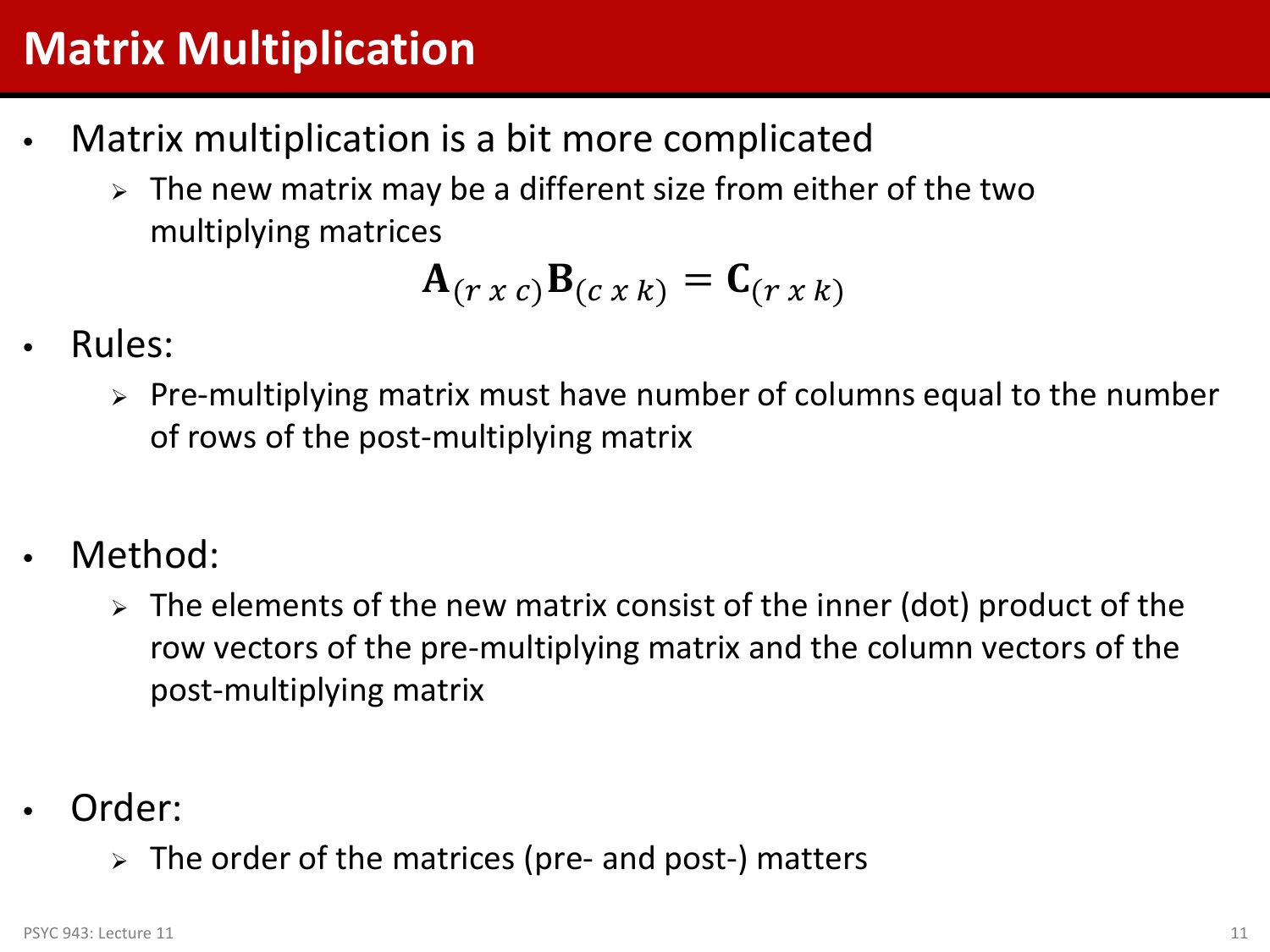# Matrix Multiplication

- Matrix multiplication is a bit more complicated
  - The new matrix may be a different size from either of the two multiplying matrices

$$\mathbf{A}_{(r\ x\ c)}\mathbf{B}_{(c\ x\ k)} = \mathbf{C}_{(r\ x\ k)}$$

- Rules:
  - Pre-multiplying matrix must have number of columns equal to the number of rows of the post-multiplying matrix

- Method:
  - The elements of the new matrix consist of the inner (dot) product of the row vectors of the pre-multiplying matrix and the column vectors of the post-multiplying matrix

- Order:
  - The order of the matrices (pre- and post-) matters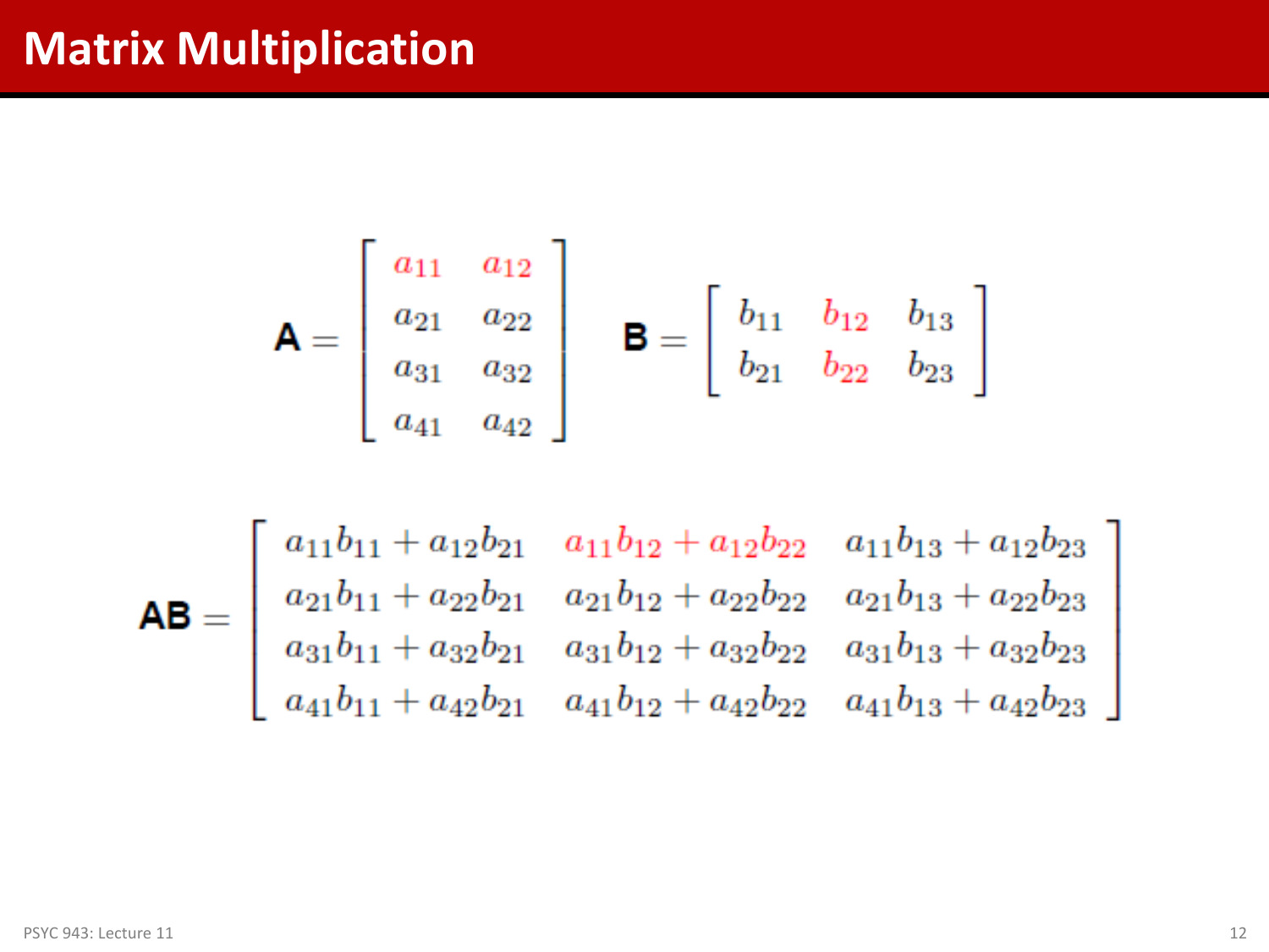# Matrix Multiplication

$$
\mathbf{A} = \begin{bmatrix} a_{11} & a_{12} \\ a_{21} & a_{22} \\ a_{31} & a_{32} \\ a_{41} & a_{42} \end{bmatrix} \quad \mathbf{B} = \begin{bmatrix} b_{11} & b_{12} & b_{13} \\ b_{21} & b_{22} & b_{23} \end{bmatrix}
$$

$$
\mathbf{AB} = \begin{bmatrix} a_{11}b_{11} + a_{12}b_{21} & a_{11}b_{12} + a_{12}b_{22} & a_{11}b_{13} + a_{12}b_{23} \\ a_{21}b_{11} + a_{22}b_{21} & a_{21}b_{12} + a_{22}b_{22} & a_{21}b_{13} + a_{22}b_{23} \\ a_{31}b_{11} + a_{32}b_{21} & a_{31}b_{12} + a_{32}b_{22} & a_{31}b_{13} + a_{32}b_{23} \\ a_{41}b_{11} + a_{42}b_{21} & a_{41}b_{12} + a_{42}b_{22} & a_{41}b_{13} + a_{42}b_{23} \end{bmatrix}
$$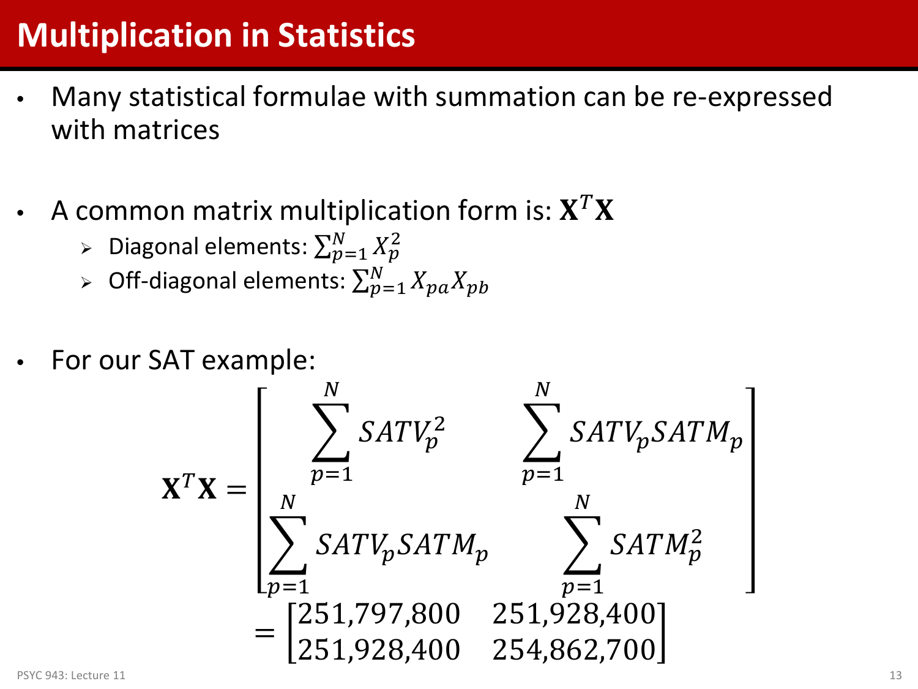# Multiplication in Statistics

- Many statistical formulae with summation can be re-expressed with matrices

- A common matrix multiplication form is: $\mathbf{X}^T\mathbf{X}$
  - Diagonal elements: $\sum_{p=1}^{N} X_p^2$
  - Off-diagonal elements: $\sum_{p=1}^{N} X_{pa}X_{pb}$

- For our SAT example:

$$
\mathbf{X}^T\mathbf{X} = \begin{bmatrix} \sum_{p=1}^{N} SATV_p^2 & \sum_{p=1}^{N} SATV_p SATM_p \\ \sum_{p=1}^{N} SATV_p SATM_p & \sum_{p=1}^{N} SATM_p^2 \end{bmatrix}
= \begin{bmatrix} 251{,}797{,}800 & 251{,}928{,}400 \\ 251{,}928{,}400 & 254{,}862{,}700 \end{bmatrix}
$$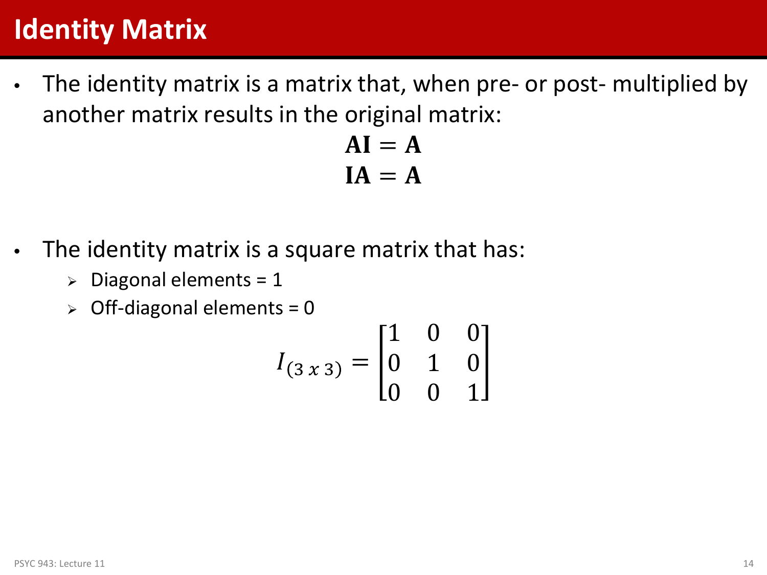# Identity Matrix

- The identity matrix is a matrix that, when pre- or post- multiplied by another matrix results in the original matrix:

$$\mathbf{AI} = \mathbf{A}$$
$$\mathbf{IA} = \mathbf{A}$$

- The identity matrix is a square matrix that has:
  - Diagonal elements = 1
  - Off-diagonal elements = 0

$$I_{(3\ x\ 3)} = \begin{bmatrix} 1 & 0 & 0 \\ 0 & 1 & 0 \\ 0 & 0 & 1 \end{bmatrix}$$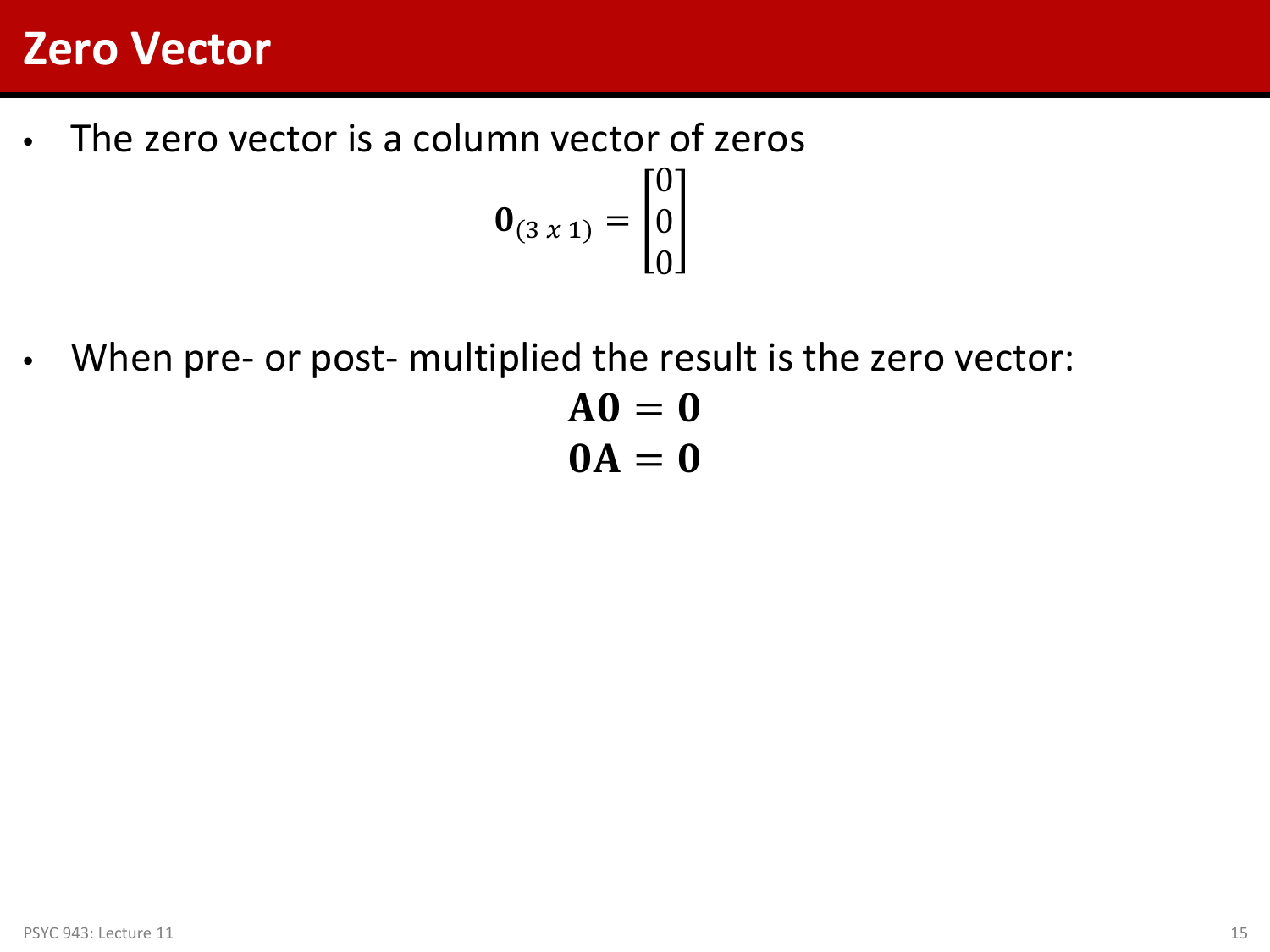# Zero Vector

- The zero vector is a column vector of zeros

$$\mathbf{0}_{(3\ x\ 1)} = \begin{bmatrix} 0 \\ 0 \\ 0 \end{bmatrix}$$

- When pre- or post- multiplied the result is the zero vector:

$$\mathbf{A0} = \mathbf{0}$$
$$\mathbf{0A} = \mathbf{0}$$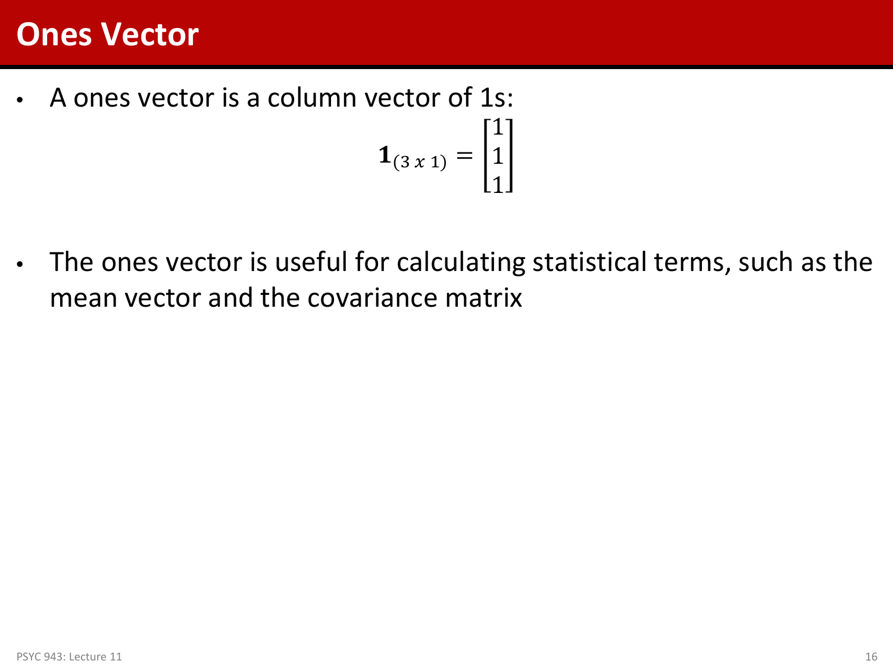# Ones Vector

- A ones vector is a column vector of 1s:

$$\mathbf{1}_{(3\ x\ 1)} = \begin{bmatrix} 1 \\ 1 \\ 1 \end{bmatrix}$$

- The ones vector is useful for calculating statistical terms, such as the mean vector and the covariance matrix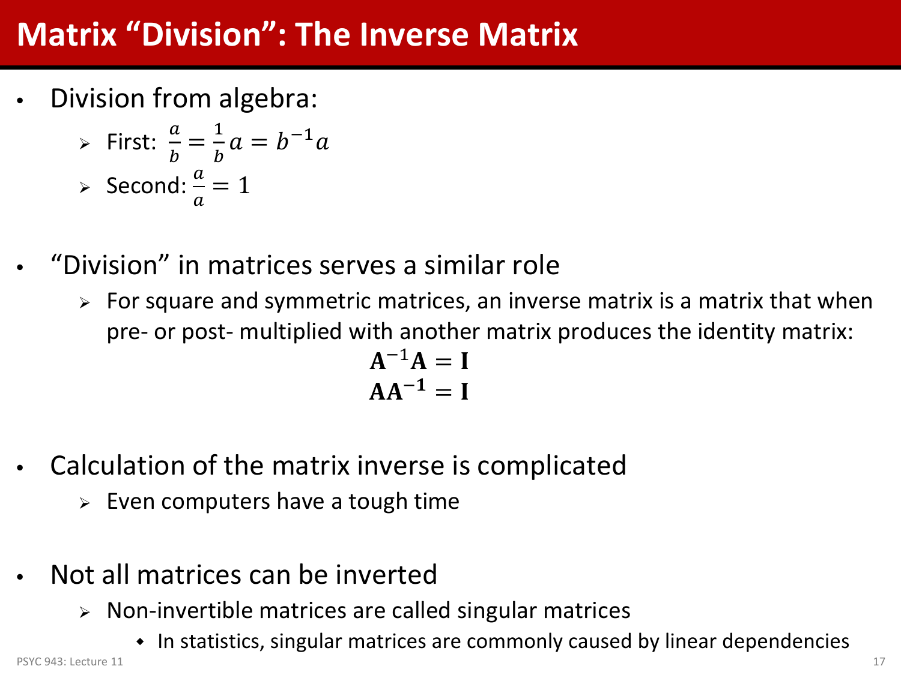# Matrix "Division": The Inverse Matrix

- Division from algebra:
  - First: $\frac{a}{b} = \frac{1}{b}a = b^{-1}a$
  - Second: $\frac{a}{a} = 1$

- "Division" in matrices serves a similar role
  - For square and symmetric matrices, an inverse matrix is a matrix that when pre- or post- multiplied with another matrix produces the identity matrix:

$$\mathbf{A}^{-1}\mathbf{A} = \mathbf{I}$$
$$\mathbf{A}\mathbf{A}^{-1} = \mathbf{I}$$

- Calculation of the matrix inverse is complicated
  - Even computers have a tough time

- Not all matrices can be inverted
  - Non-invertible matrices are called singular matrices
    - In statistics, singular matrices are commonly caused by linear dependencies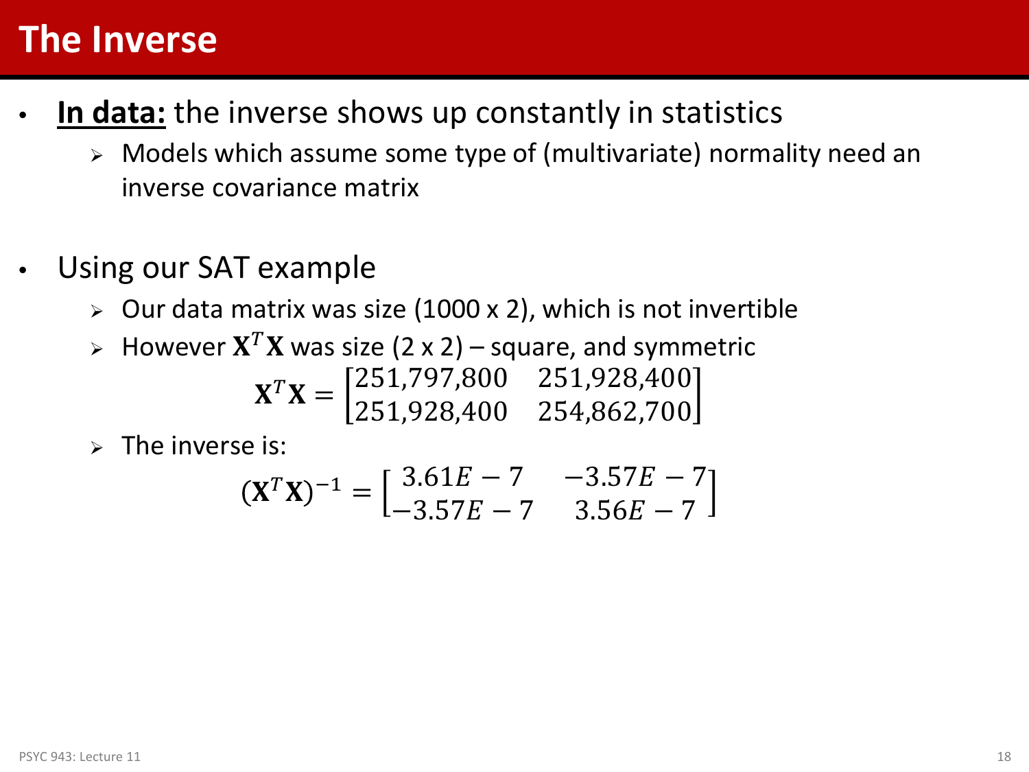# The Inverse

- **In data:** the inverse shows up constantly in statistics
  - Models which assume some type of (multivariate) normality need an inverse covariance matrix

- Using our SAT example
  - Our data matrix was size (1000 x 2), which is not invertible
  - However $\mathbf{X}^T\mathbf{X}$ was size (2 x 2) – square, and symmetric

$$\mathbf{X}^T\mathbf{X} = \begin{bmatrix} 251{,}797{,}800 & 251{,}928{,}400 \\ 251{,}928{,}400 & 254{,}862{,}700 \end{bmatrix}$$

  - The inverse is:

$$(\mathbf{X}^T\mathbf{X})^{-1} = \begin{bmatrix} 3.61E-7 & -3.57E-7 \\ -3.57E-7 & 3.56E-7 \end{bmatrix}$$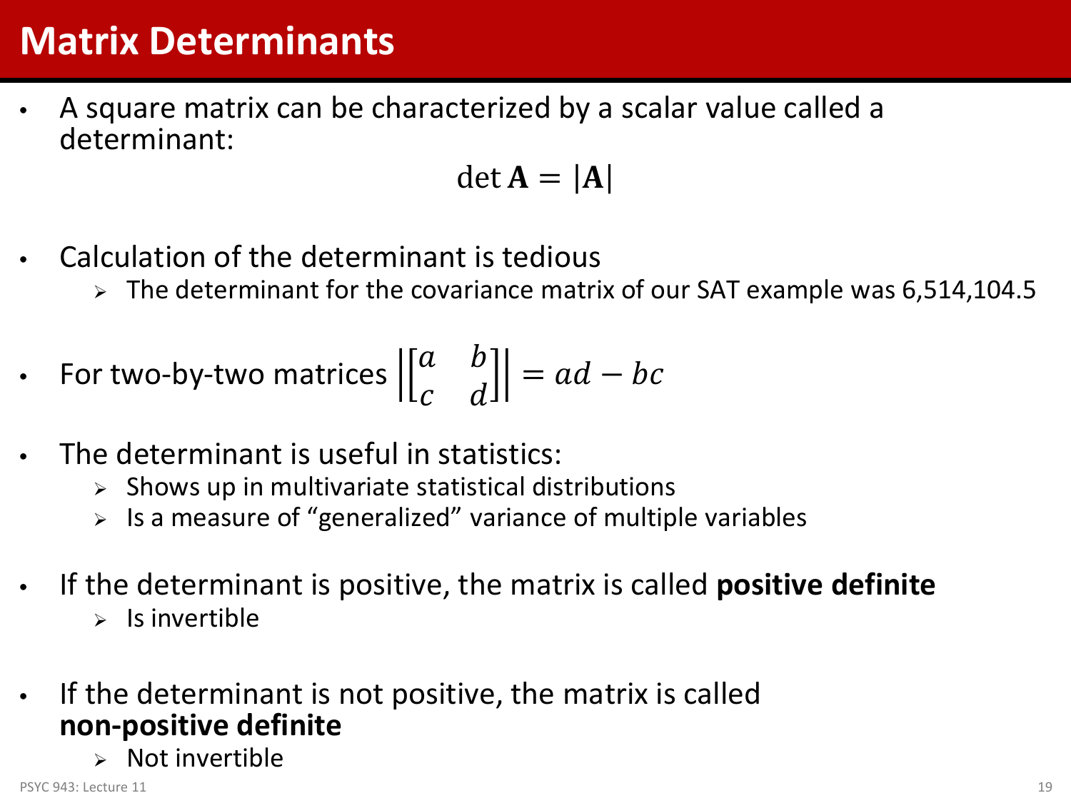# Matrix Determinants

- A square matrix can be characterized by a scalar value called a determinant:

$$\det \mathbf{A} = |\mathbf{A}|$$

- Calculation of the determinant is tedious
  - The determinant for the covariance matrix of our SAT example was 6,514,104.5

- For two-by-two matrices $\left|\begin{bmatrix} a & b \\ c & d \end{bmatrix}\right| = ad - bc$

- The determinant is useful in statistics:
  - Shows up in multivariate statistical distributions
  - Is a measure of "generalized" variance of multiple variables

- If the determinant is positive, the matrix is called **positive definite**
  - Is invertible

- If the determinant is not positive, the matrix is called **non-positive definite**
  - Not invertible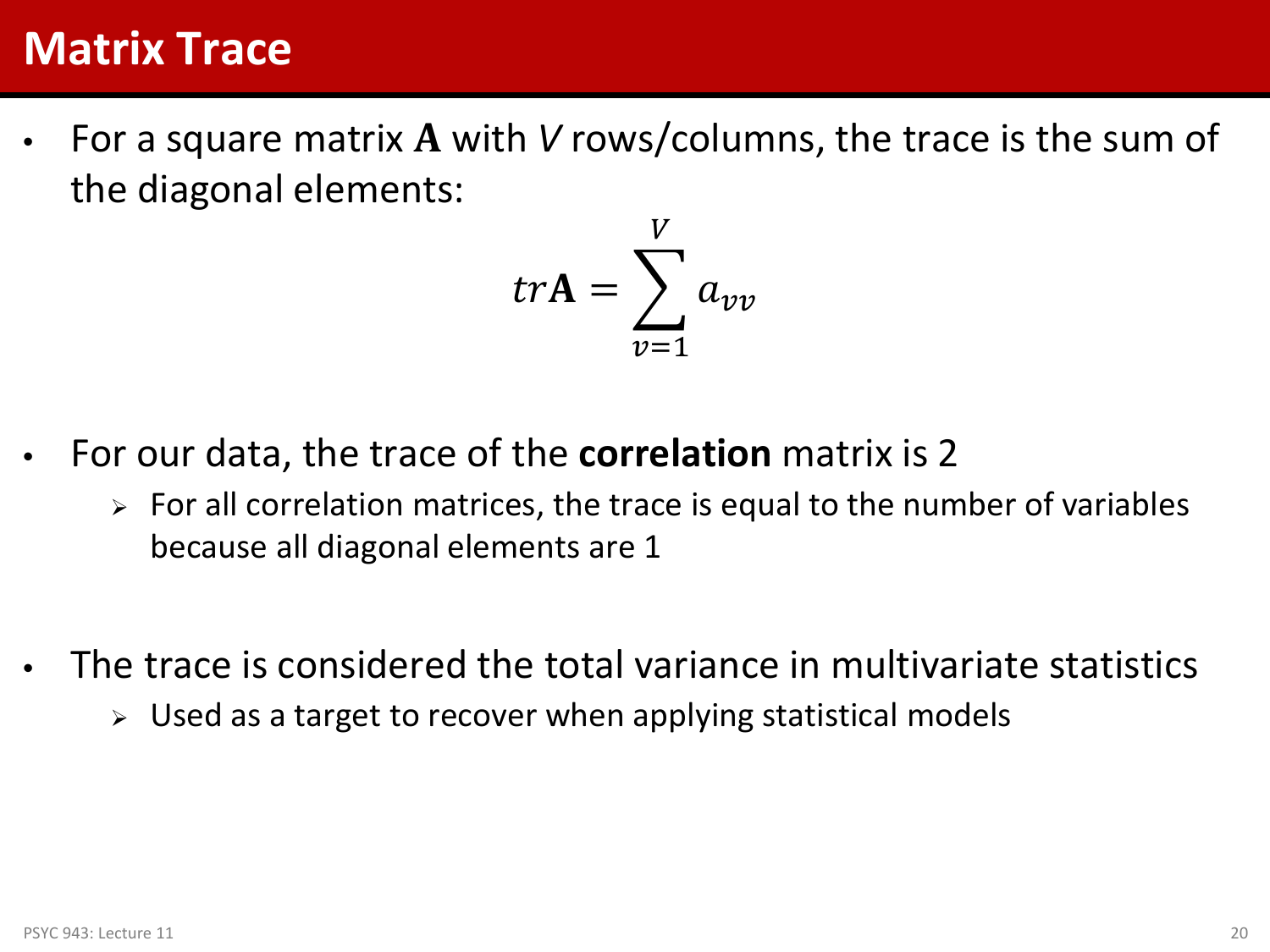# Matrix Trace

- For a square matrix $\mathbf{A}$ with $V$ rows/columns, the trace is the sum of the diagonal elements:

$$tr\mathbf{A} = \sum_{v=1}^{V} a_{vv}$$

- For our data, the trace of the **correlation** matrix is 2
  - For all correlation matrices, the trace is equal to the number of variables because all diagonal elements are 1

- The trace is considered the total variance in multivariate statistics
  - Used as a target to recover when applying statistical models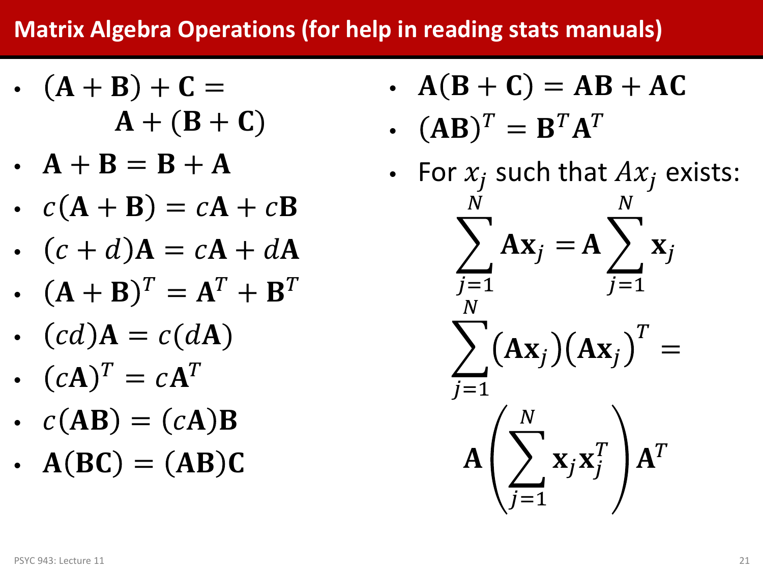## Matrix Algebra Operations (for help in reading stats manuals)

- $(\mathbf{A} + \mathbf{B}) + \mathbf{C} = \mathbf{A} + (\mathbf{B} + \mathbf{C})$
- $\mathbf{A} + \mathbf{B} = \mathbf{B} + \mathbf{A}$
- $c(\mathbf{A} + \mathbf{B}) = c\mathbf{A} + c\mathbf{B}$
- $(c + d)\mathbf{A} = c\mathbf{A} + d\mathbf{A}$
- $(\mathbf{A} + \mathbf{B})^T = \mathbf{A}^T + \mathbf{B}^T$
- $(cd)\mathbf{A} = c(d\mathbf{A})$
- $(c\mathbf{A})^T = c\mathbf{A}^T$
- $c(\mathbf{AB}) = (c\mathbf{A})\mathbf{B}$
- $\mathbf{A}(\mathbf{BC}) = (\mathbf{AB})\mathbf{C}$
- $\mathbf{A}(\mathbf{B} + \mathbf{C}) = \mathbf{AB} + \mathbf{AC}$
- $(\mathbf{AB})^T = \mathbf{B}^T\mathbf{A}^T$
- For $x_j$ such that $Ax_j$ exists:

$$\sum_{j=1}^{N} \mathbf{A}\mathbf{x}_j = \mathbf{A}\sum_{j=1}^{N} \mathbf{x}_j$$

$$\sum_{j=1}^{N} (\mathbf{A}\mathbf{x}_j)(\mathbf{A}\mathbf{x}_j)^T = \mathbf{A}\left(\sum_{j=1}^{N} \mathbf{x}_j\mathbf{x}_j^T\right)\mathbf{A}^T$$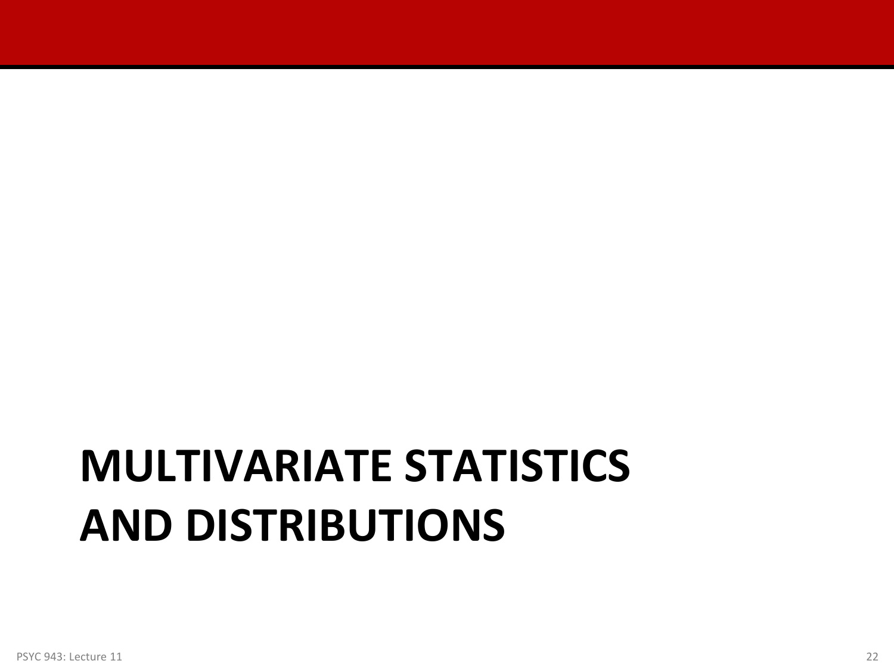# MULTIVARIATE STATISTICS AND DISTRIBUTIONS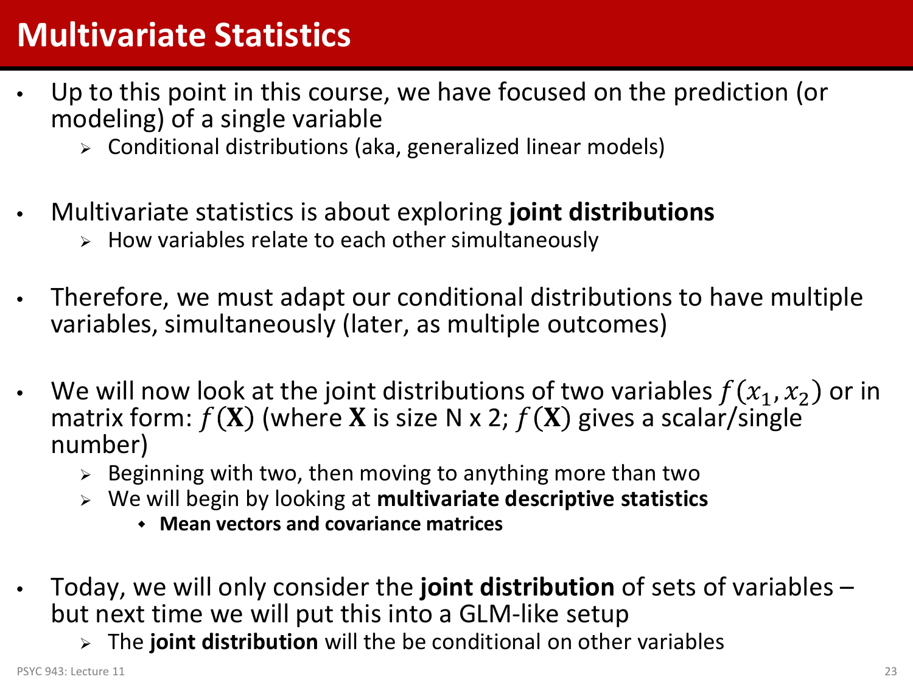# Multivariate Statistics

- Up to this point in this course, we have focused on the prediction (or modeling) of a single variable
  - Conditional distributions (aka, generalized linear models)
- Multivariate statistics is about exploring **joint distributions**
  - How variables relate to each other simultaneously
- Therefore, we must adapt our conditional distributions to have multiple variables, simultaneously (later, as multiple outcomes)
- We will now look at the joint distributions of two variables $f(x_1, x_2)$ or in matrix form: $f(\mathbf{X})$ (where $\mathbf{X}$ is size N x 2; $f(\mathbf{X})$ gives a scalar/single number)
  - Beginning with two, then moving to anything more than two
  - We will begin by looking at **multivariate descriptive statistics**
    - **Mean vectors and covariance matrices**
- Today, we will only consider the **joint distribution** of sets of variables – but next time we will put this into a GLM-like setup
  - The **joint distribution** will the be conditional on other variables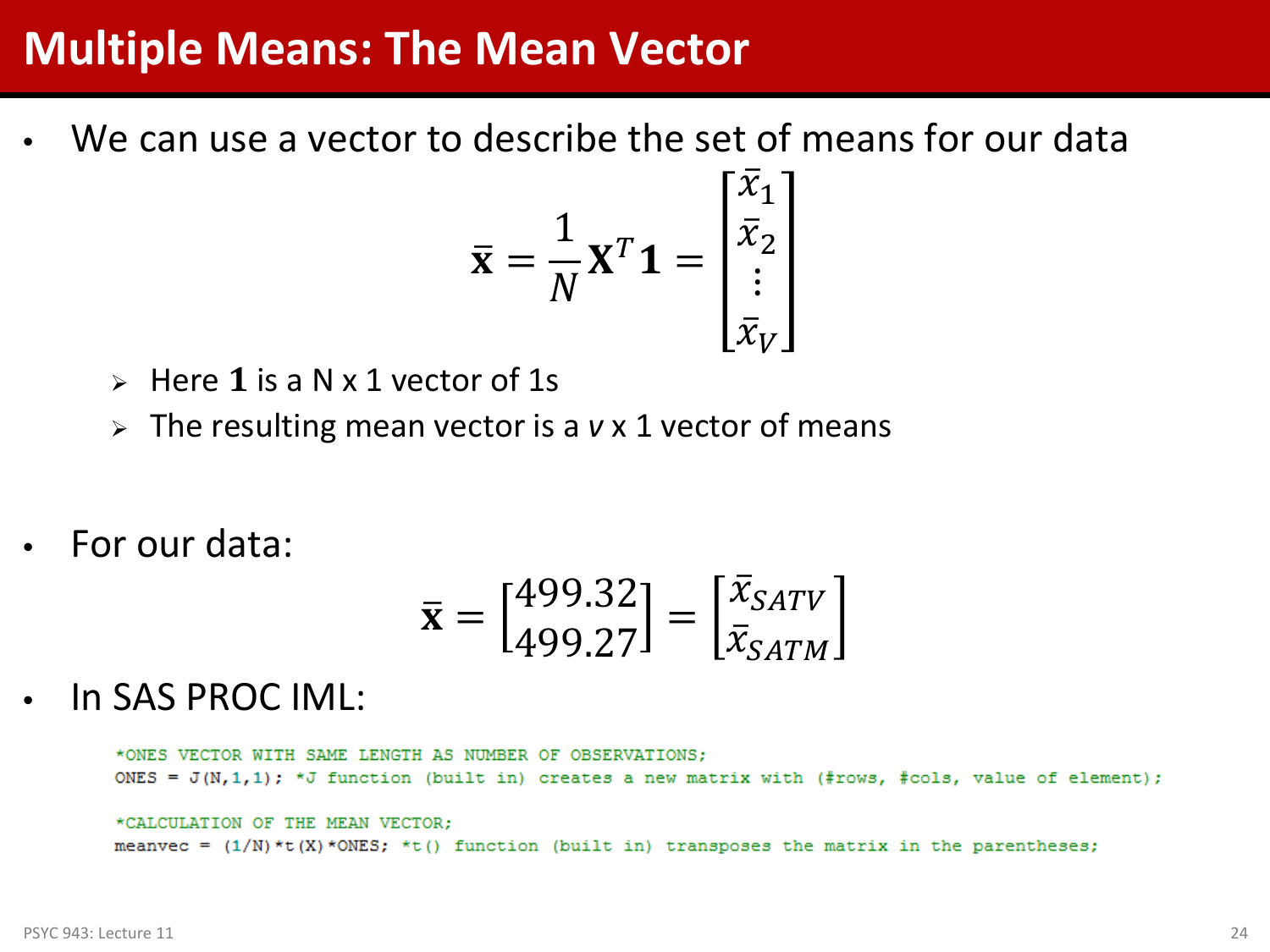# Multiple Means: The Mean Vector

- We can use a vector to describe the set of means for our data

$$\bar{\mathbf{x}} = \frac{1}{N}\mathbf{X}^T\mathbf{1} = \begin{bmatrix} \bar{x}_1 \\ \bar{x}_2 \\ \vdots \\ \bar{x}_V \end{bmatrix}$$

  - Here $\mathbf{1}$ is a N x 1 vector of 1s
  - The resulting mean vector is a *v* x 1 vector of means

- For our data:

$$\bar{\mathbf{x}} = \begin{bmatrix} 499.32 \\ 499.27 \end{bmatrix} = \begin{bmatrix} \bar{x}_{SATV} \\ \bar{x}_{SATM} \end{bmatrix}$$

- In SAS PROC IML:

```
*ONES VECTOR WITH SAME LENGTH AS NUMBER OF OBSERVATIONS;
ONES = J(N,1,1); *J function (built in) creates a new matrix with (#rows, #cols, value of element);

*CALCULATION OF THE MEAN VECTOR;
meanvec = (1/N)*t(X)*ONES; *t() function (built in) transposes the matrix in the parentheses;
```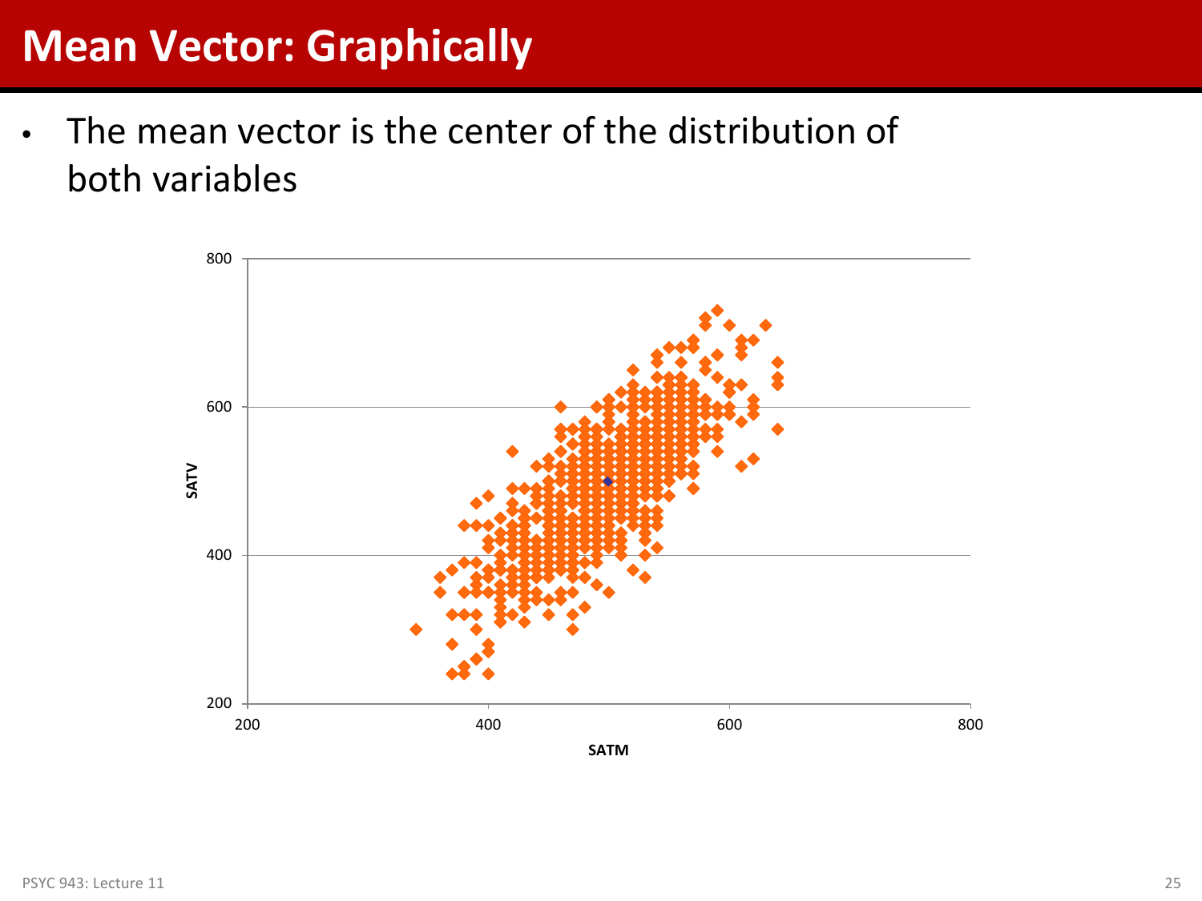# Mean Vector: Graphically

- The mean vector is the center of the distribution of both variables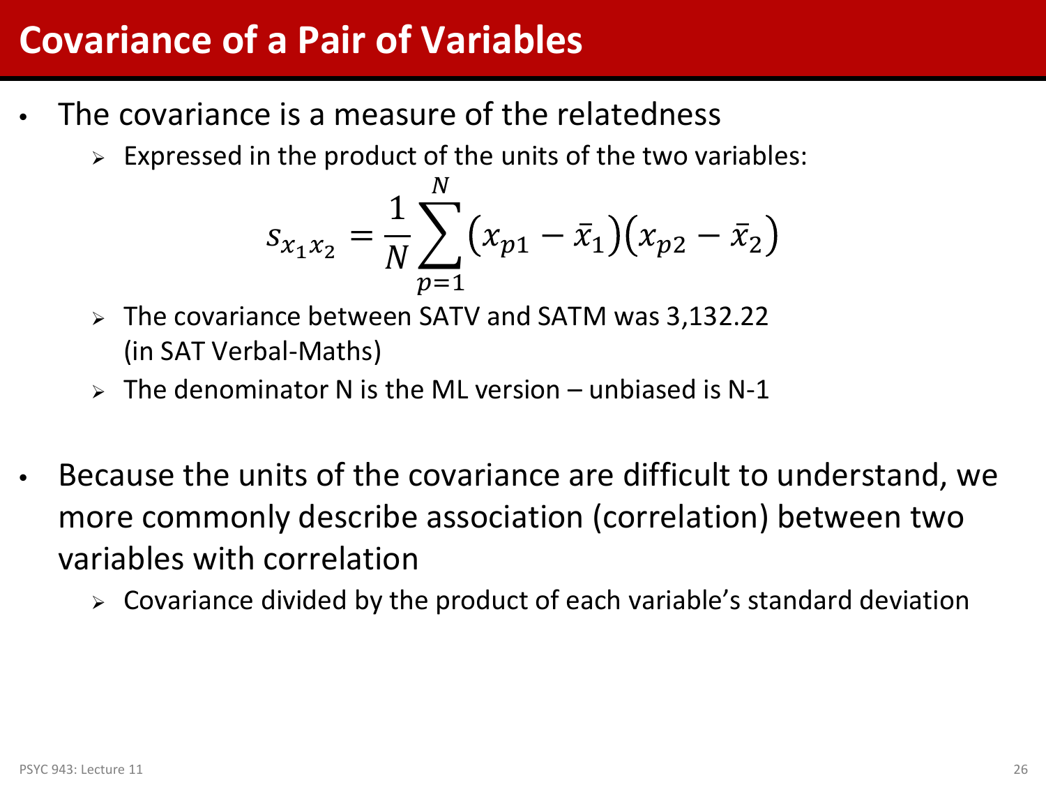# Covariance of a Pair of Variables

- The covariance is a measure of the relatedness
  - Expressed in the product of the units of the two variables:

$$s_{x_1 x_2} = \frac{1}{N} \sum_{p=1}^{N} \left(x_{p1} - \bar{x}_1\right)\left(x_{p2} - \bar{x}_2\right)$$

  - The covariance between SATV and SATM was 3,132.22 (in SAT Verbal-Maths)
  - The denominator N is the ML version – unbiased is N-1

- Because the units of the covariance are difficult to understand, we more commonly describe association (correlation) between two variables with correlation
  - Covariance divided by the product of each variable's standard deviation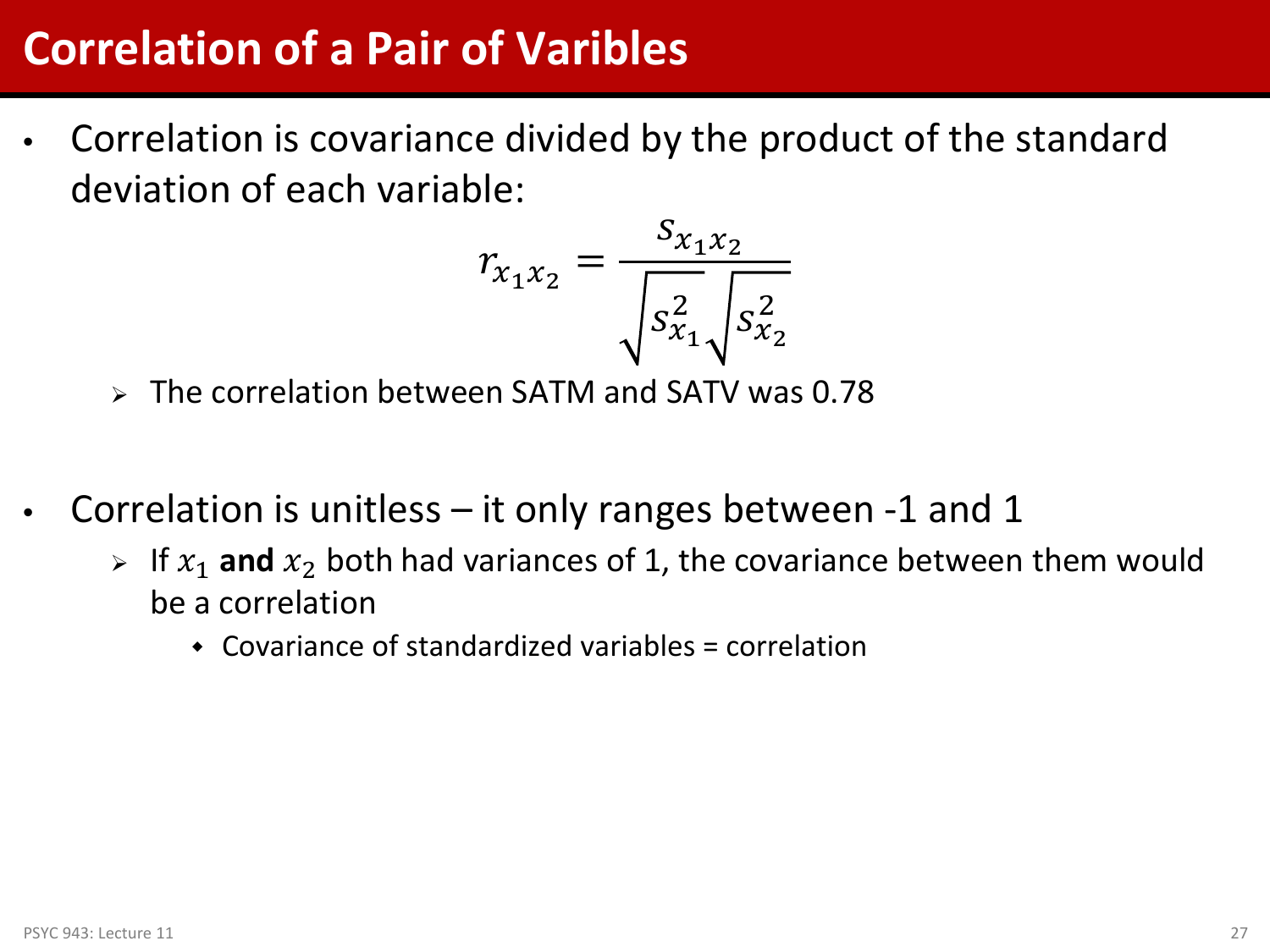# Correlation of a Pair of Varibles

- Correlation is covariance divided by the product of the standard deviation of each variable:

$$r_{x_1 x_2} = \frac{s_{x_1 x_2}}{\sqrt{s_{x_1}^2}\sqrt{s_{x_2}^2}}$$

  - The correlation between SATM and SATV was 0.78

- Correlation is unitless – it only ranges between -1 and 1
  - If $x_1$ **and** $x_2$ both had variances of 1, the covariance between them would be a correlation
    - Covariance of standardized variables = correlation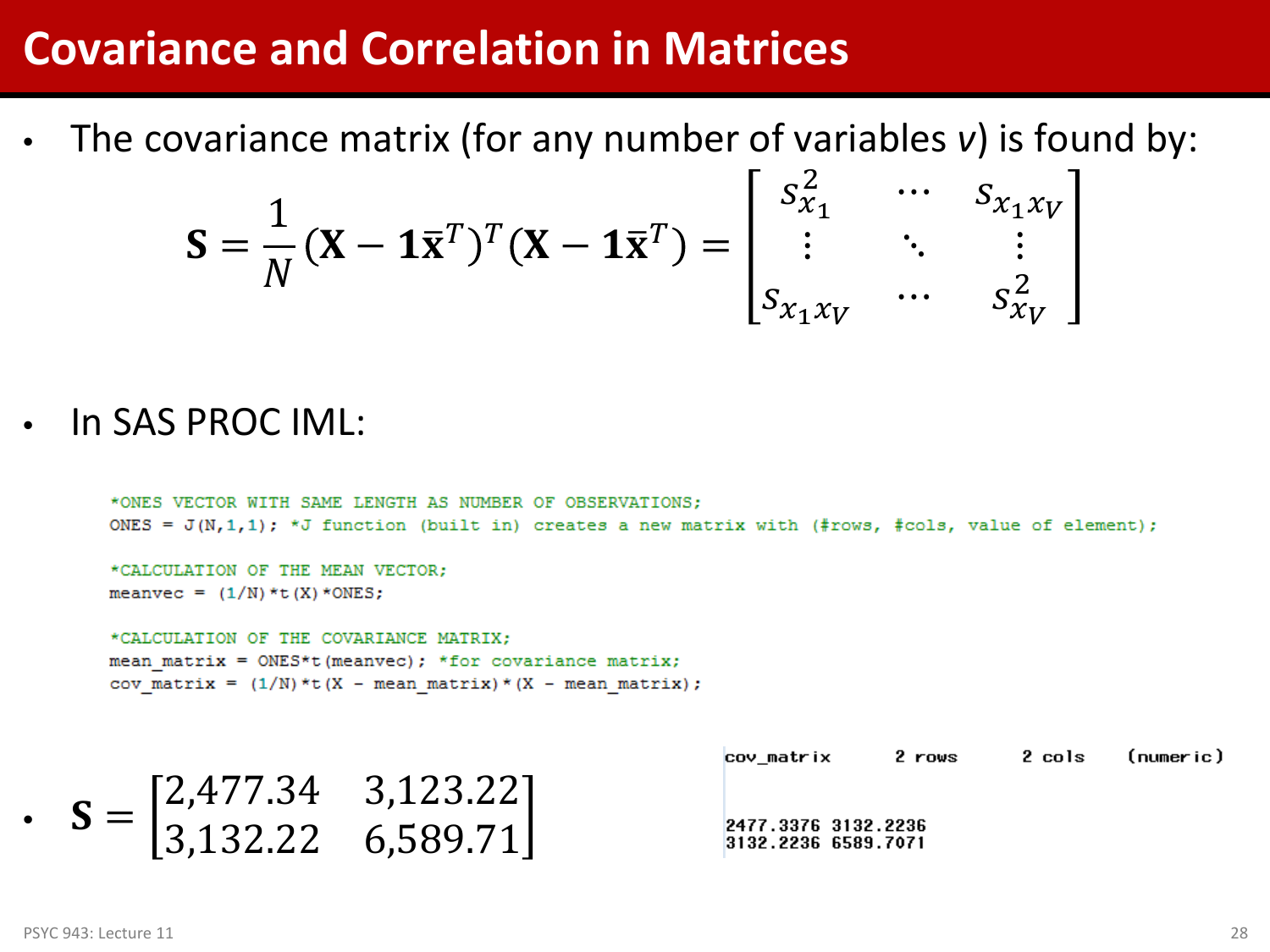# Covariance and Correlation in Matrices

- The covariance matrix (for any number of variables *v*) is found by:

$$\mathbf{S} = \frac{1}{N}\left(\mathbf{X} - \mathbf{1}\bar{\mathbf{x}}^T\right)^T\left(\mathbf{X} - \mathbf{1}\bar{\mathbf{x}}^T\right) = \begin{bmatrix} s_{x_1}^2 & \cdots & s_{x_1 x_V} \\ \vdots & \ddots & \vdots \\ s_{x_1 x_V} & \cdots & s_{x_V}^2 \end{bmatrix}$$

- In SAS PROC IML:

```
*ONES VECTOR WITH SAME LENGTH AS NUMBER OF OBSERVATIONS;
ONES = J(N,1,1); *J function (built in) creates a new matrix with (#rows, #cols, value of element);

*CALCULATION OF THE MEAN VECTOR;
meanvec = (1/N)*t(X)*ONES;

*CALCULATION OF THE COVARIANCE MATRIX;
mean_matrix = ONES*t(meanvec); *for covariance matrix;
cov_matrix = (1/N)*t(X - mean_matrix)*(X - mean_matrix);
```

- $\mathbf{S} = \begin{bmatrix} 2{,}477.34 & 3{,}123.22 \\ 3{,}132.22 & 6{,}589.71 \end{bmatrix}$

```
cov_matrix      2 rows      2 cols    (numeric)

2477.3376 3132.2236
3132.2236 6589.7071
```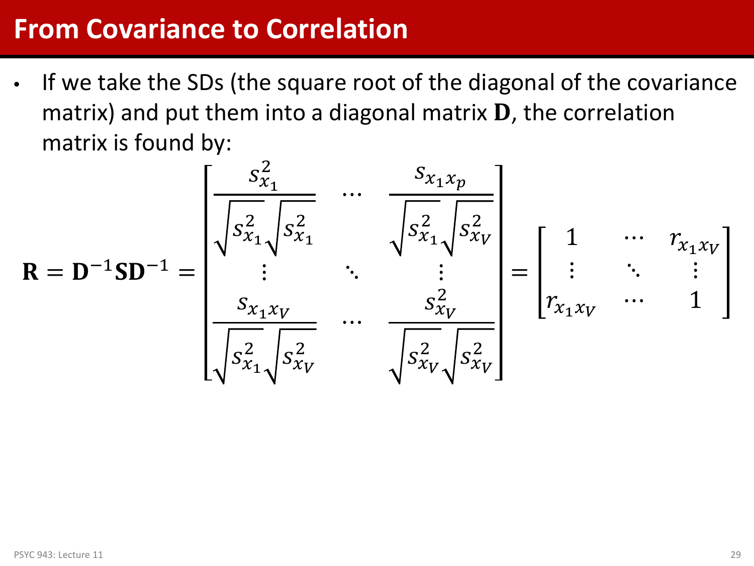# From Covariance to Correlation

- If we take the SDs (the square root of the diagonal of the covariance matrix) and put them into a diagonal matrix $\mathbf{D}$, the correlation matrix is found by:

$$\mathbf{R} = \mathbf{D}^{-1}\mathbf{S}\mathbf{D}^{-1} = \begin{bmatrix} \frac{s_{x_1}^2}{\sqrt{s_{x_1}^2}\sqrt{s_{x_1}^2}} & \cdots & \frac{s_{x_1 x_p}}{\sqrt{s_{x_1}^2}\sqrt{s_{x_V}^2}} \\ \vdots & \ddots & \vdots \\ \frac{s_{x_1 x_V}}{\sqrt{s_{x_1}^2}\sqrt{s_{x_V}^2}} & \cdots & \frac{s_{x_V}^2}{\sqrt{s_{x_V}^2}\sqrt{s_{x_V}^2}} \end{bmatrix} = \begin{bmatrix} 1 & \cdots & r_{x_1 x_V} \\ \vdots & \ddots & \vdots \\ r_{x_1 x_V} & \cdots & 1 \end{bmatrix}$$

PSYC 943: Lecture 11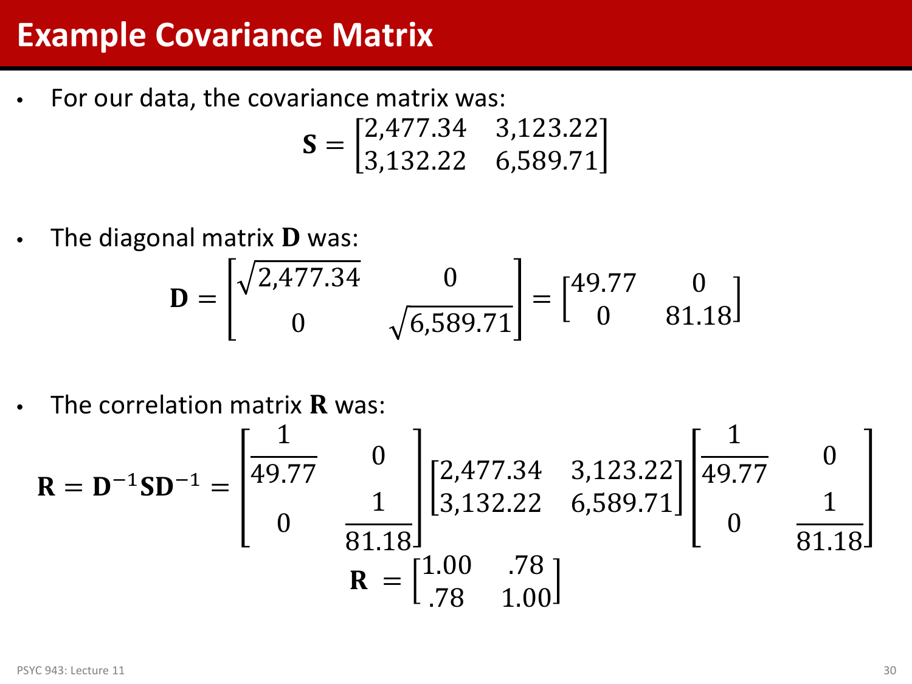# Example Covariance Matrix

- For our data, the covariance matrix was:

$$\mathbf{S} = \begin{bmatrix} 2{,}477.34 & 3{,}123.22 \\ 3{,}132.22 & 6{,}589.71 \end{bmatrix}$$

- The diagonal matrix $\mathbf{D}$ was:

$$\mathbf{D} = \begin{bmatrix} \sqrt{2{,}477.34} & 0 \\ 0 & \sqrt{6{,}589.71} \end{bmatrix} = \begin{bmatrix} 49.77 & 0 \\ 0 & 81.18 \end{bmatrix}$$

- The correlation matrix $\mathbf{R}$ was:

$$\mathbf{R} = \mathbf{D}^{-1}\mathbf{S}\mathbf{D}^{-1} = \begin{bmatrix} \frac{1}{49.77} & 0 \\ 0 & \frac{1}{81.18} \end{bmatrix} \begin{bmatrix} 2{,}477.34 & 3{,}123.22 \\ 3{,}132.22 & 6{,}589.71 \end{bmatrix} \begin{bmatrix} \frac{1}{49.77} & 0 \\ 0 & \frac{1}{81.18} \end{bmatrix}$$

$$\mathbf{R} = \begin{bmatrix} 1.00 & .78 \\ .78 & 1.00 \end{bmatrix}$$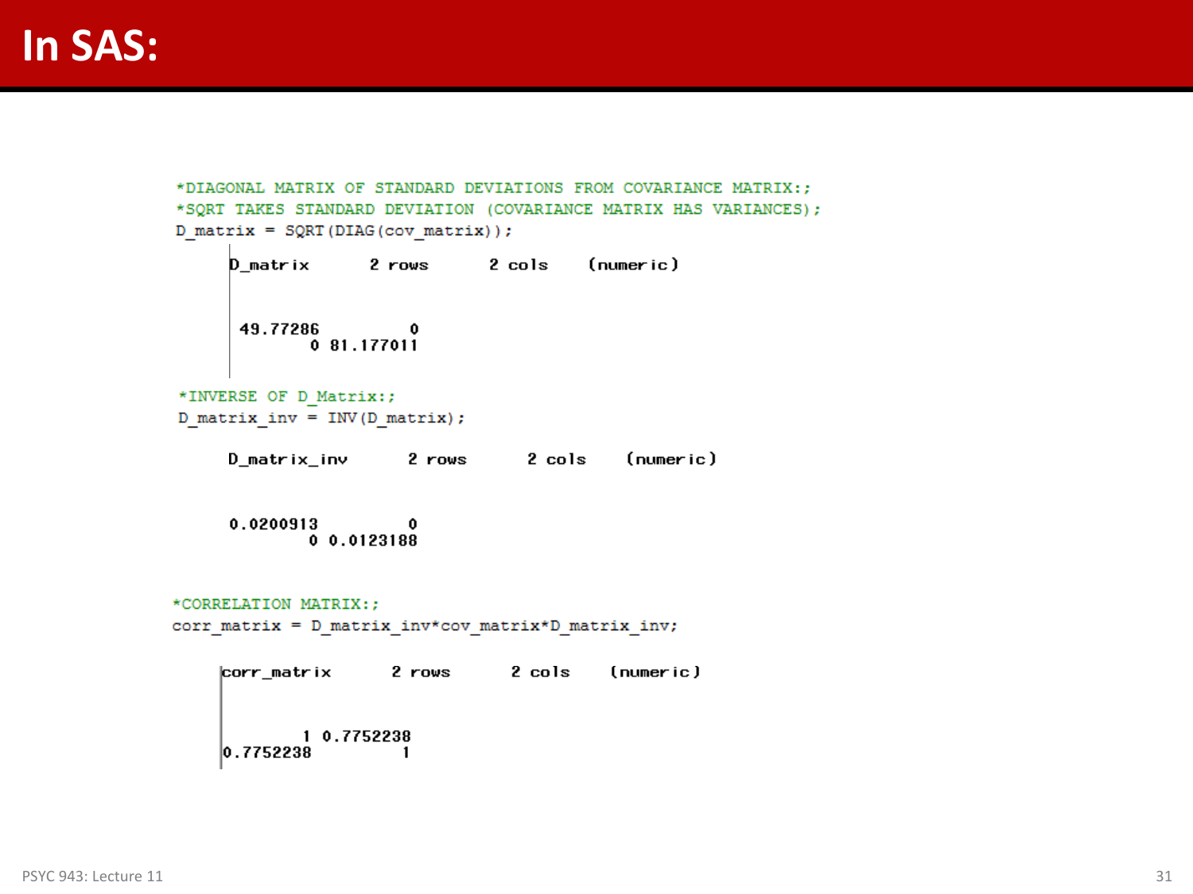# In SAS:

```
*DIAGONAL MATRIX OF STANDARD DEVIATIONS FROM COVARIANCE MATRIX:;
*SQRT TAKES STANDARD DEVIATION (COVARIANCE MATRIX HAS VARIANCES);
D_matrix = SQRT(DIAG(cov_matrix));
```

```
D_matrix        2 rows       2 cols     (numeric)

 49.77286           0
        0  81.177011
```

```
*INVERSE OF D_Matrix:;
D_matrix_inv = INV(D_matrix);
```

```
D_matrix_inv       2 rows       2 cols     (numeric)

0.0200913           0
        0  0.0123188
```

```
*CORRELATION MATRIX:;
corr_matrix = D_matrix_inv*cov_matrix*D_matrix_inv;
```

```
corr_matrix       2 rows       2 cols     (numeric)

        1  0.7752238
0.7752238          1
```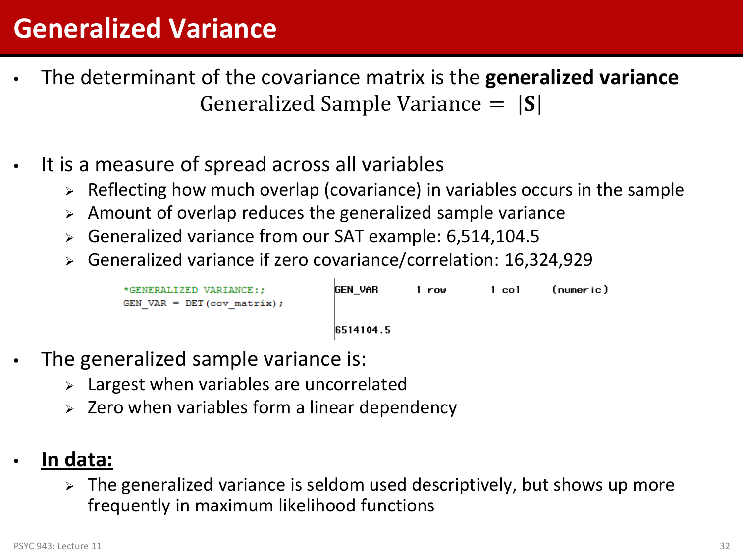# Generalized Variance

- The determinant of the covariance matrix is the **generalized variance**

$$\text{Generalized Sample Variance} = |\mathbf{S}|$$

- It is a measure of spread across all variables
  - Reflecting how much overlap (covariance) in variables occurs in the sample
  - Amount of overlap reduces the generalized sample variance
  - Generalized variance from our SAT example: 6,514,104.5
  - Generalized variance if zero covariance/correlation: 16,324,929

```
*GENERALIZED VARIANCE:;
GEN_VAR = DET(cov_matrix);
```

```
GEN_VAR      1 row       1 col      (numeric)

6514104.5
```

- The generalized sample variance is:
  - Largest when variables are uncorrelated
  - Zero when variables form a linear dependency

- **In data:**
  - The generalized variance is seldom used descriptively, but shows up more frequently in maximum likelihood functions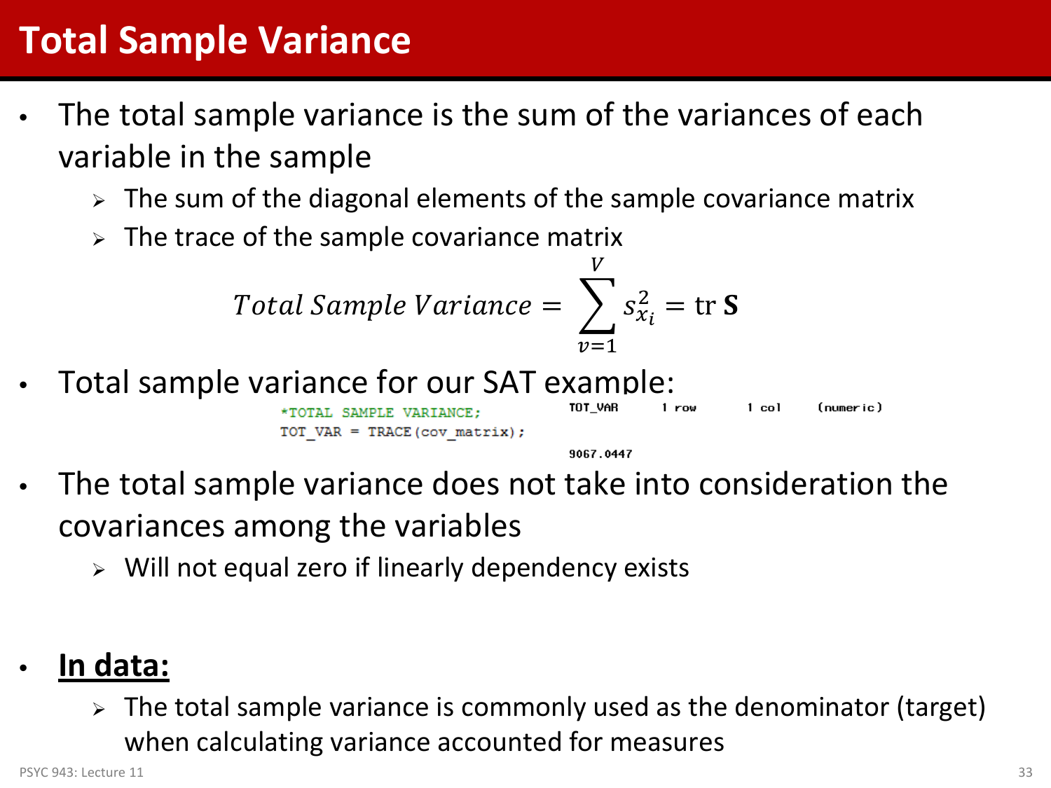# Total Sample Variance

- The total sample variance is the sum of the variances of each variable in the sample
  - The sum of the diagonal elements of the sample covariance matrix
  - The trace of the sample covariance matrix

$$Total\ Sample\ Variance = \sum_{v=1}^{V} s_{x_i}^2 = \text{tr}\,\mathbf{S}$$

- Total sample variance for our SAT example:

```
*TOTAL SAMPLE VARIANCE;
TOT_VAR = TRACE(cov_matrix);
```

```
TOT_VAR      1 row      1 col     (numeric)

9067.0447
```

- The total sample variance does not take into consideration the covariances among the variables
  - Will not equal zero if linearly dependency exists

- **<u>In data:</u>**
  - The total sample variance is commonly used as the denominator (target) when calculating variance accounted for measures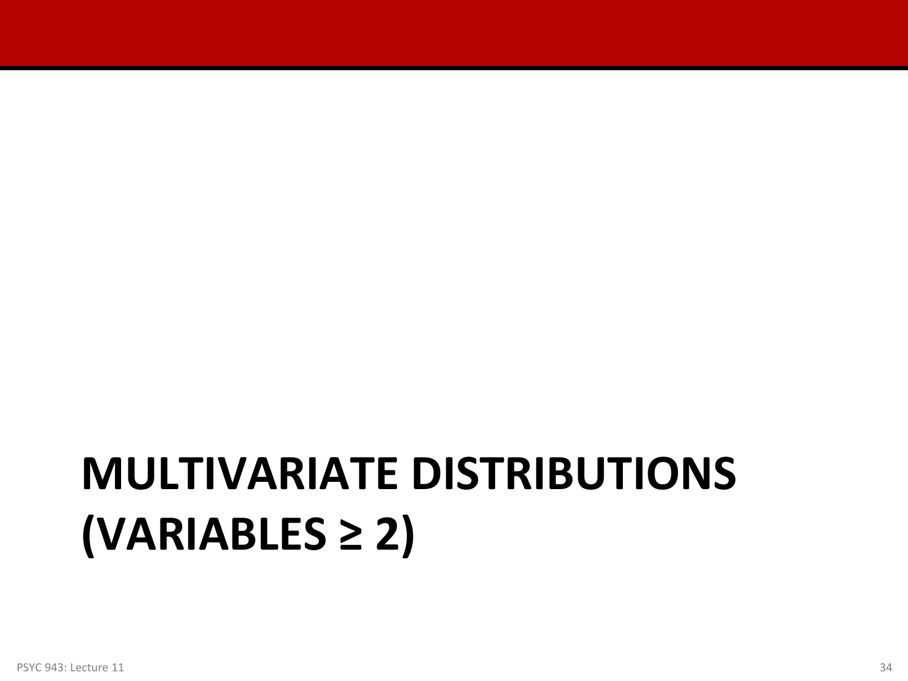# MULTIVARIATE DISTRIBUTIONS (VARIABLES ≥ 2)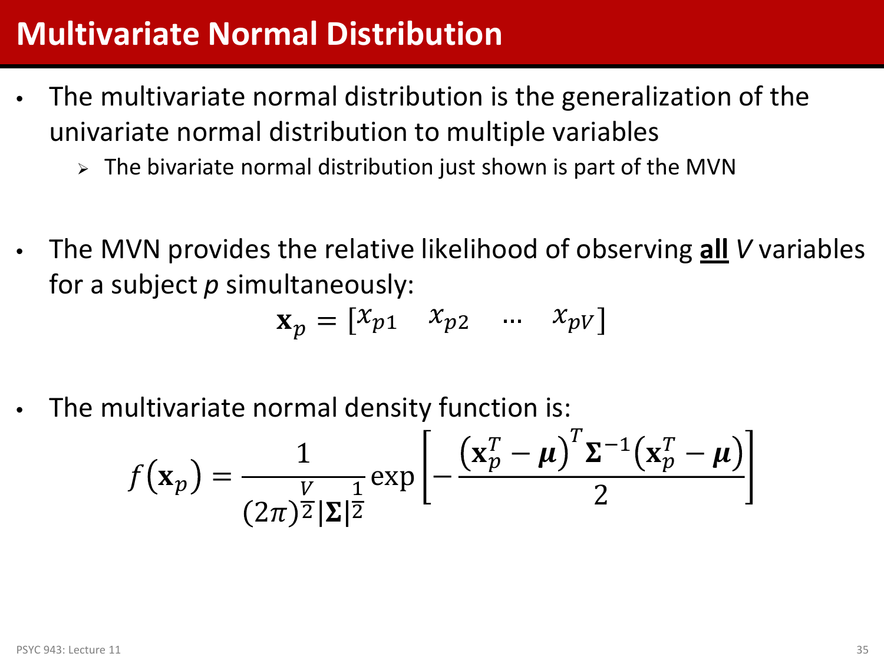# Multivariate Normal Distribution

- The multivariate normal distribution is the generalization of the univariate normal distribution to multiple variables
  - The bivariate normal distribution just shown is part of the MVN

- The MVN provides the relative likelihood of observing **all** *V* variables for a subject *p* simultaneously:

$$\mathbf{x}_p = \begin{bmatrix} x_{p1} & x_{p2} & \dots & x_{pV} \end{bmatrix}$$

- The multivariate normal density function is:

$$f\left(\mathbf{x}_p\right) = \frac{1}{(2\pi)^{\frac{V}{2}}|\boldsymbol{\Sigma}|^{\frac{1}{2}}} \exp\left[-\frac{\left(\mathbf{x}_p^T - \boldsymbol{\mu}\right)^T \boldsymbol{\Sigma}^{-1}\left(\mathbf{x}_p^T - \boldsymbol{\mu}\right)}{2}\right]$$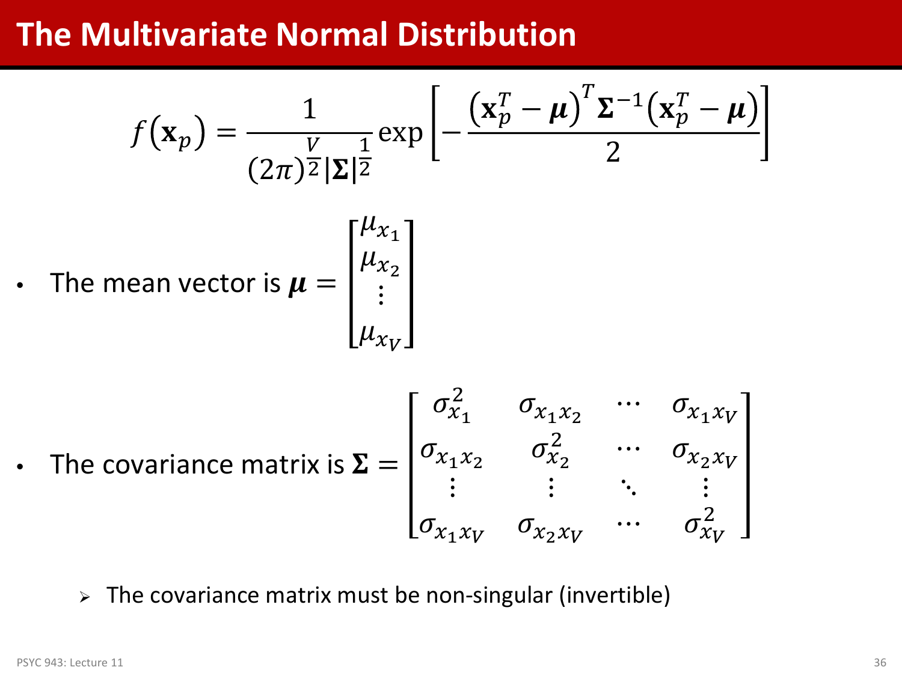# The Multivariate Normal Distribution

$$f\left(\mathbf{x}_p\right) = \frac{1}{(2\pi)^{\frac{V}{2}}|\boldsymbol{\Sigma}|^{\frac{1}{2}}} \exp\left[-\frac{\left(\mathbf{x}_p^T - \boldsymbol{\mu}\right)^T \boldsymbol{\Sigma}^{-1}\left(\mathbf{x}_p^T - \boldsymbol{\mu}\right)}{2}\right]$$

- The mean vector is $\boldsymbol{\mu} = \begin{bmatrix} \mu_{x_1} \\ \mu_{x_2} \\ \vdots \\ \mu_{x_V} \end{bmatrix}$

- The covariance matrix is $\boldsymbol{\Sigma} = \begin{bmatrix} \sigma_{x_1}^2 & \sigma_{x_1 x_2} & \cdots & \sigma_{x_1 x_V} \\ \sigma_{x_1 x_2} & \sigma_{x_2}^2 & \cdots & \sigma_{x_2 x_V} \\ \vdots & \vdots & \ddots & \vdots \\ \sigma_{x_1 x_V} & \sigma_{x_2 x_V} & \cdots & \sigma_{x_V}^2 \end{bmatrix}$

  - The covariance matrix must be non-singular (invertible)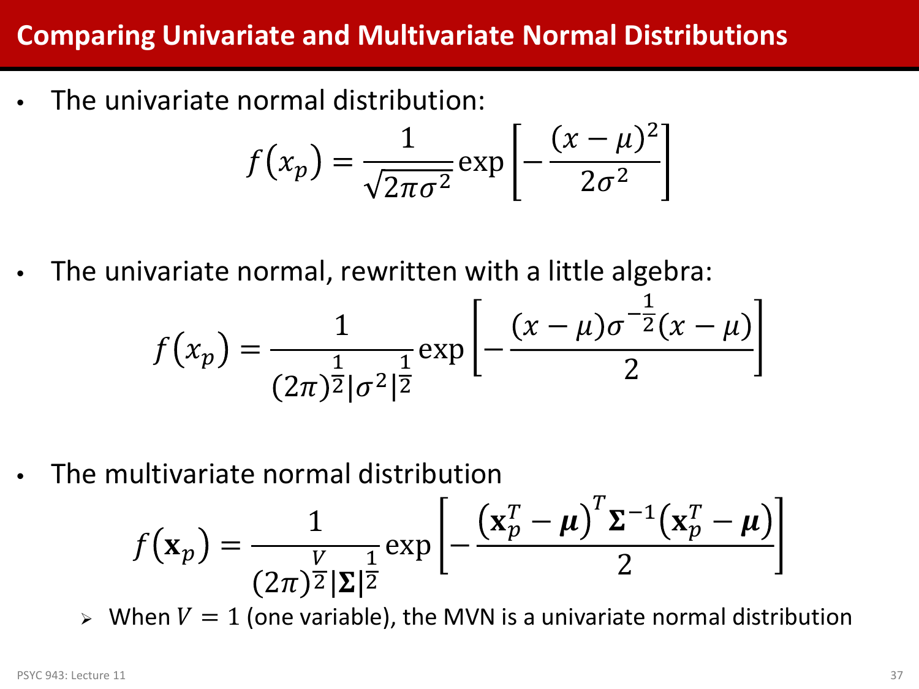# Comparing Univariate and Multivariate Normal Distributions

- The univariate normal distribution:

$$f\left(x_p\right) = \frac{1}{\sqrt{2\pi\sigma^2}} \exp\left[-\frac{(x-\mu)^2}{2\sigma^2}\right]$$

- The univariate normal, rewritten with a little algebra:

$$f\left(x_p\right) = \frac{1}{(2\pi)^{\frac{1}{2}}|\sigma^2|^{\frac{1}{2}}} \exp\left[-\frac{(x-\mu)\sigma^{-\frac{1}{2}}(x-\mu)}{2}\right]$$

- The multivariate normal distribution

$$f\left(\mathbf{x}_p\right) = \frac{1}{(2\pi)^{\frac{V}{2}}|\boldsymbol{\Sigma}|^{\frac{1}{2}}} \exp\left[-\frac{\left(\mathbf{x}_p^T - \boldsymbol{\mu}\right)^T \boldsymbol{\Sigma}^{-1}\left(\mathbf{x}_p^T - \boldsymbol{\mu}\right)}{2}\right]$$

  - When $V = 1$ (one variable), the MVN is a univariate normal distribution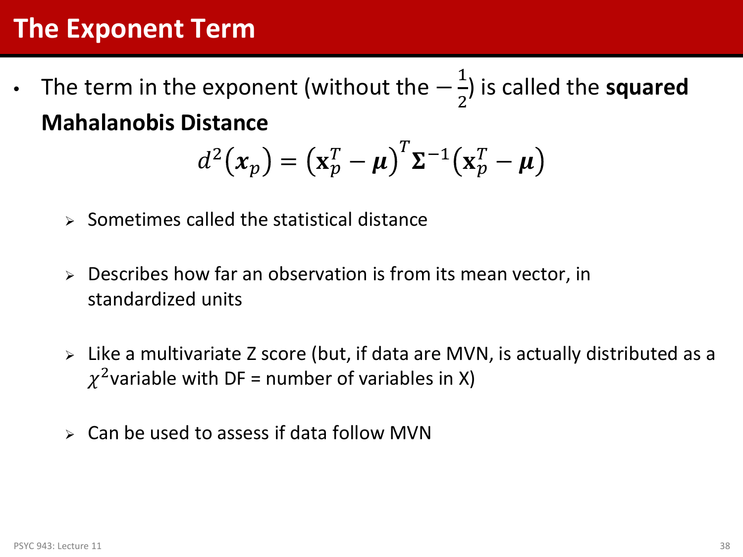# The Exponent Term

- The term in the exponent (without the $-\frac{1}{2}$) is called the **squared Mahalanobis Distance**

$$d^2(\boldsymbol{x}_p) = \left(\mathbf{x}_p^T - \boldsymbol{\mu}\right)^T \boldsymbol{\Sigma}^{-1} \left(\mathbf{x}_p^T - \boldsymbol{\mu}\right)$$

  - Sometimes called the statistical distance
  - Describes how far an observation is from its mean vector, in standardized units
  - Like a multivariate Z score (but, if data are MVN, is actually distributed as a $\chi^2$variable with DF = number of variables in X)
  - Can be used to assess if data follow MVN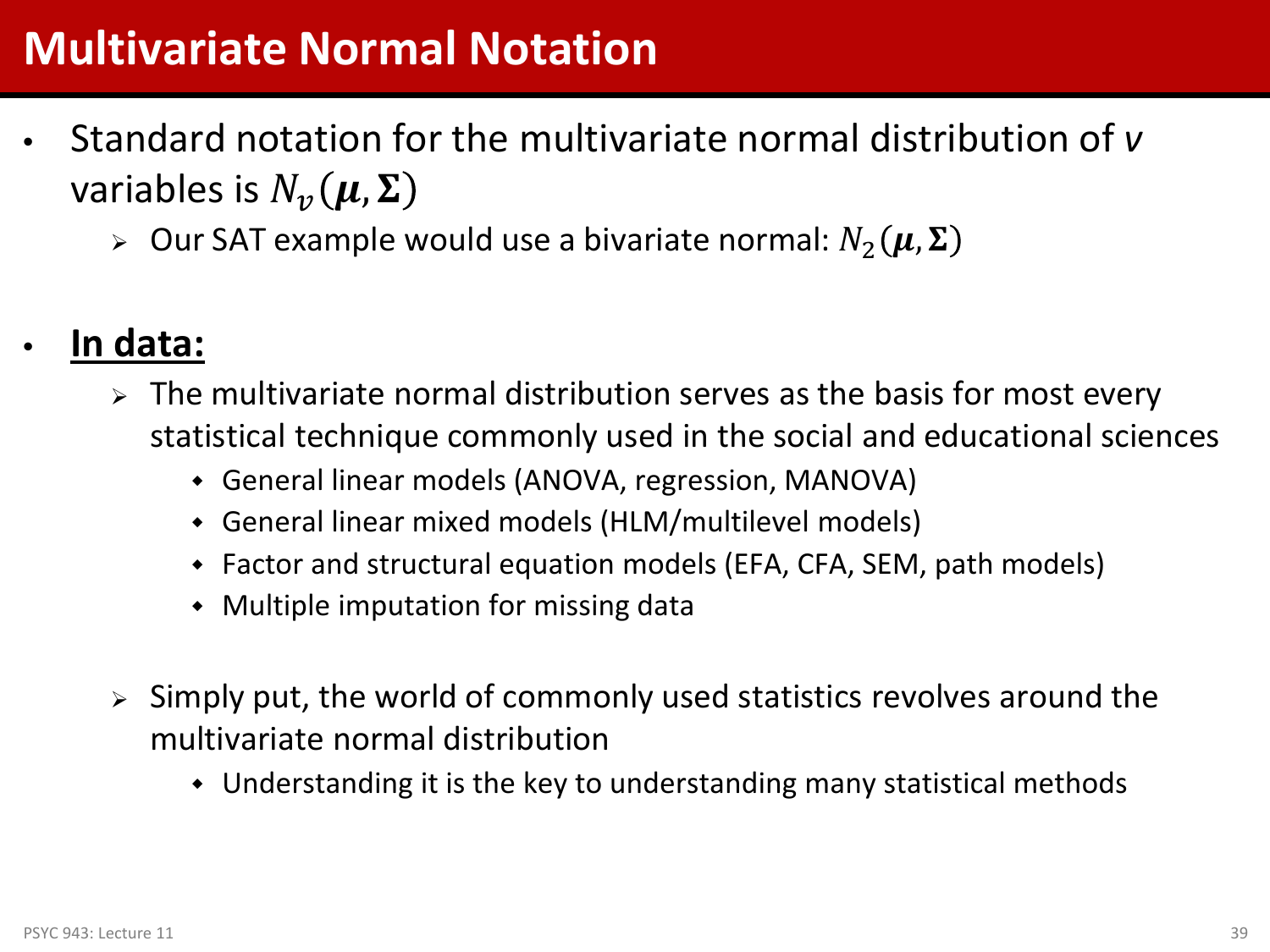# Multivariate Normal Notation

- Standard notation for the multivariate normal distribution of *v* variables is $N_v(\boldsymbol{\mu}, \boldsymbol{\Sigma})$
  - Our SAT example would use a bivariate normal: $N_2(\boldsymbol{\mu}, \boldsymbol{\Sigma})$

- **<u>In data:</u>**
  - The multivariate normal distribution serves as the basis for most every statistical technique commonly used in the social and educational sciences
    - General linear models (ANOVA, regression, MANOVA)
    - General linear mixed models (HLM/multilevel models)
    - Factor and structural equation models (EFA, CFA, SEM, path models)
    - Multiple imputation for missing data
  - Simply put, the world of commonly used statistics revolves around the multivariate normal distribution
    - Understanding it is the key to understanding many statistical methods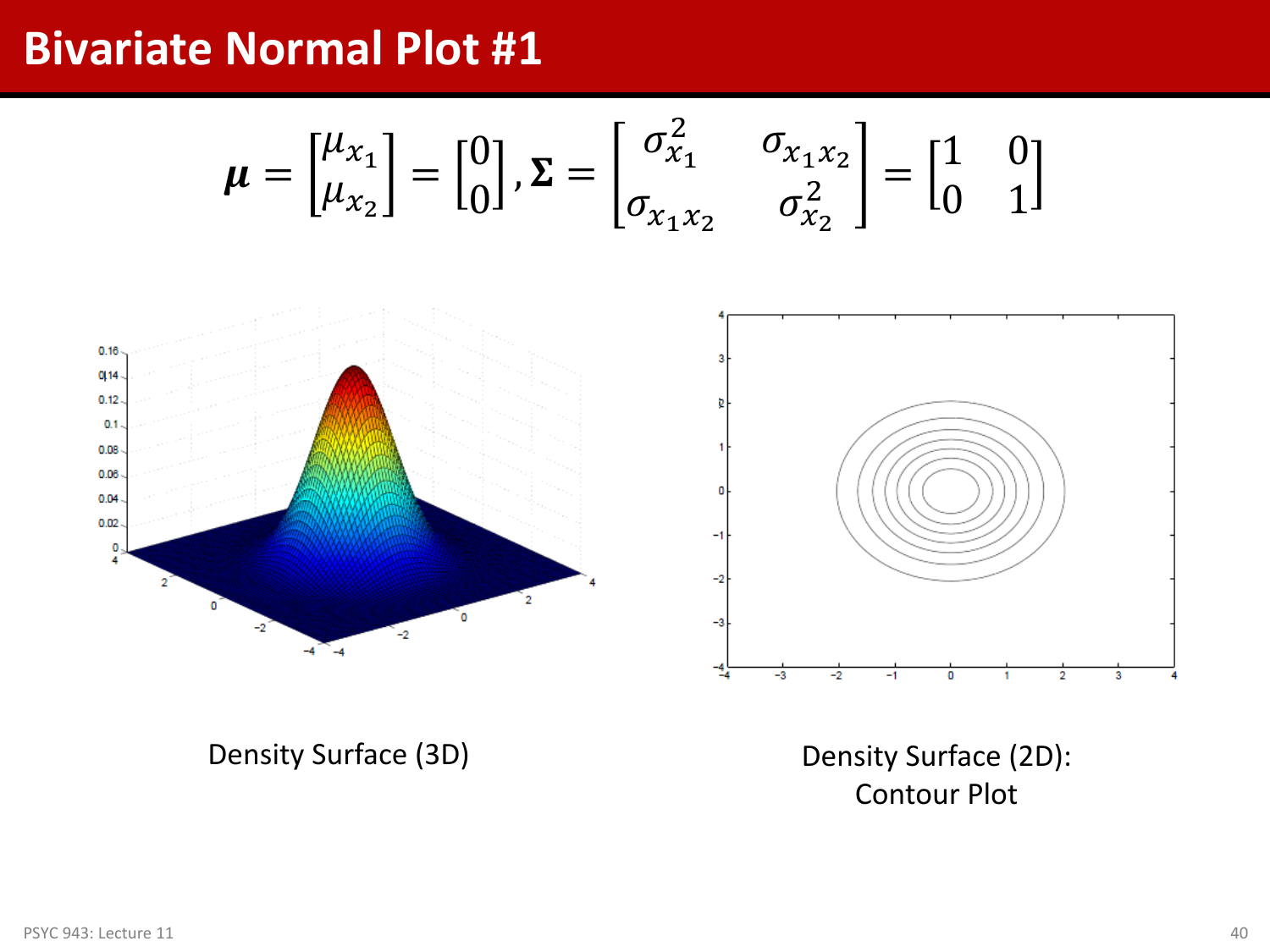# Bivariate Normal Plot #1

$$\boldsymbol{\mu} = \begin{bmatrix} \mu_{x_1} \\ \mu_{x_2} \end{bmatrix} = \begin{bmatrix} 0 \\ 0 \end{bmatrix}, \boldsymbol{\Sigma} = \begin{bmatrix} \sigma_{x_1}^2 & \sigma_{x_1 x_2} \\ \sigma_{x_1 x_2} & \sigma_{x_2}^2 \end{bmatrix} = \begin{bmatrix} 1 & 0 \\ 0 & 1 \end{bmatrix}$$

Density Surface (3D)

Density Surface (2D): Contour Plot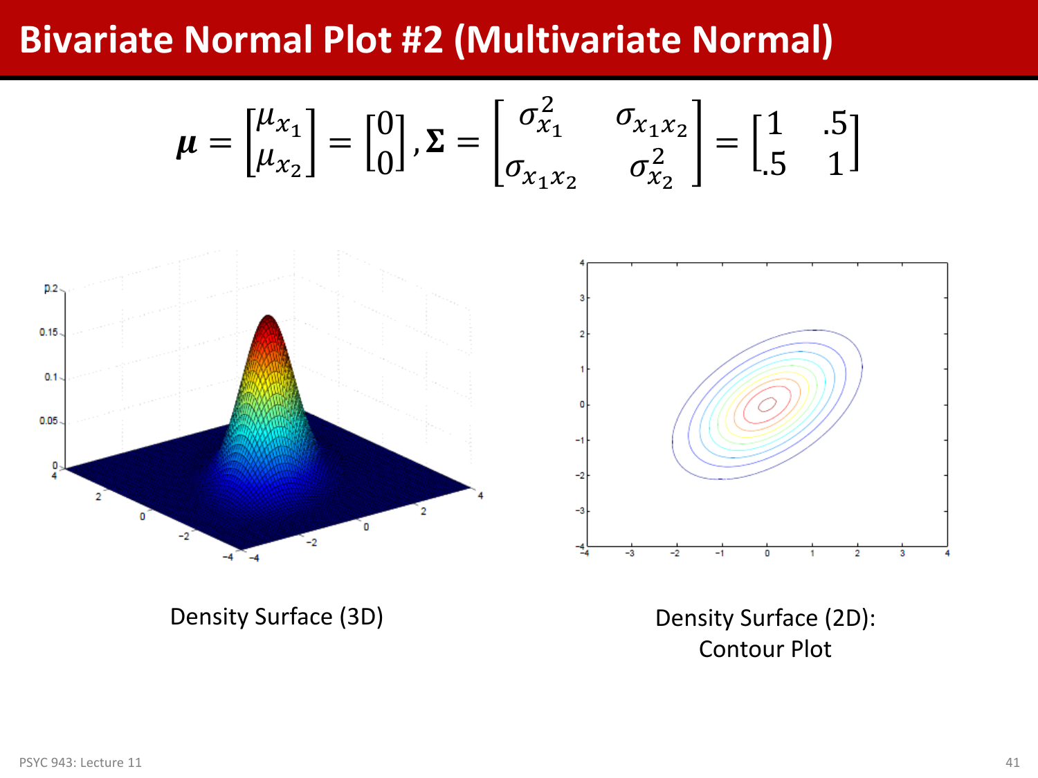# Bivariate Normal Plot #2 (Multivariate Normal)

$$\boldsymbol{\mu} = \begin{bmatrix} \mu_{x_1} \\ \mu_{x_2} \end{bmatrix} = \begin{bmatrix} 0 \\ 0 \end{bmatrix}, \boldsymbol{\Sigma} = \begin{bmatrix} \sigma_{x_1}^2 & \sigma_{x_1 x_2} \\ \sigma_{x_1 x_2} & \sigma_{x_2}^2 \end{bmatrix} = \begin{bmatrix} 1 & .5 \\ .5 & 1 \end{bmatrix}$$

Density Surface (3D)

Density Surface (2D): Contour Plot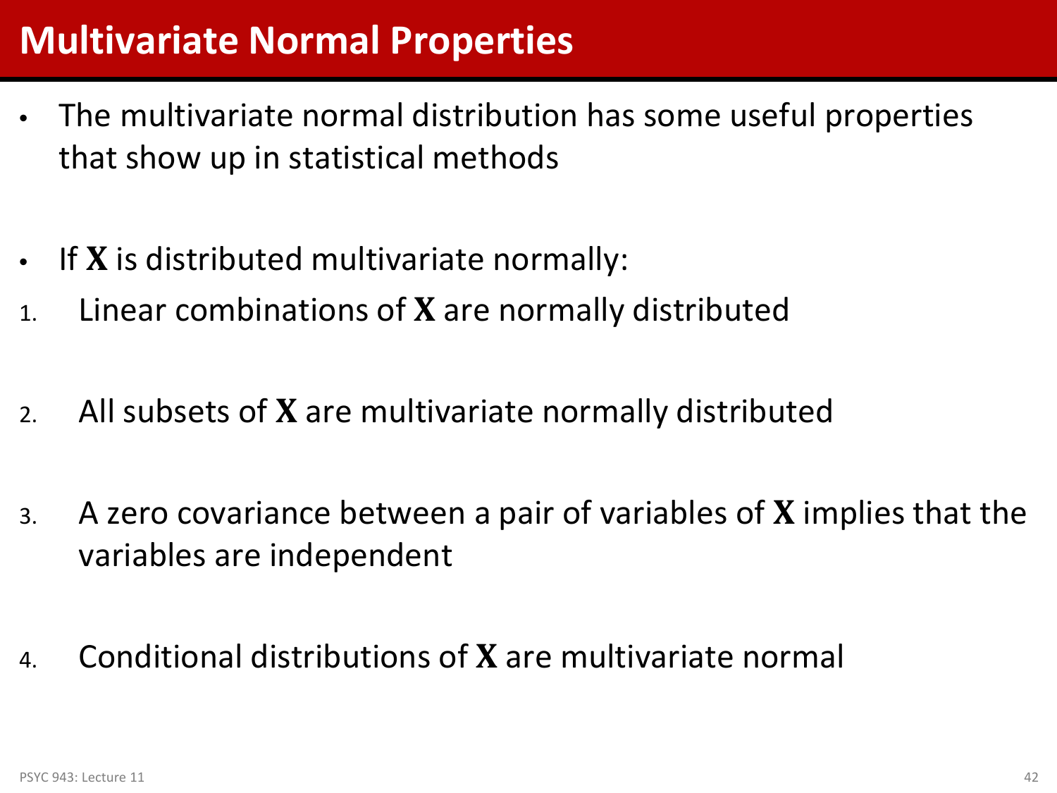# Multivariate Normal Properties

- The multivariate normal distribution has some useful properties that show up in statistical methods

- If $\mathbf{X}$ is distributed multivariate normally:

1. Linear combinations of $\mathbf{X}$ are normally distributed

2. All subsets of $\mathbf{X}$ are multivariate normally distributed

3. A zero covariance between a pair of variables of $\mathbf{X}$ implies that the variables are independent

4. Conditional distributions of $\mathbf{X}$ are multivariate normal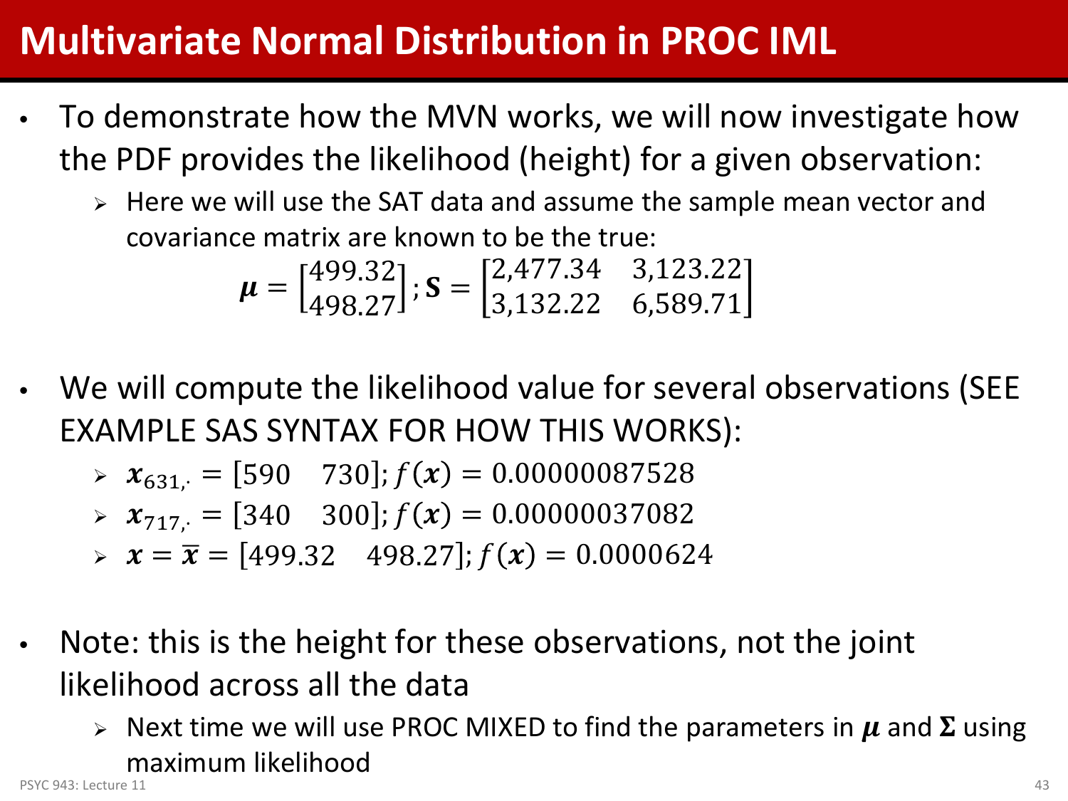# Multivariate Normal Distribution in PROC IML

- To demonstrate how the MVN works, we will now investigate how the PDF provides the likelihood (height) for a given observation:
  - Here we will use the SAT data and assume the sample mean vector and covariance matrix are known to be the true:

$$\boldsymbol{\mu} = \begin{bmatrix} 499.32 \\ 498.27 \end{bmatrix}; \mathbf{S} = \begin{bmatrix} 2{,}477.34 & 3{,}123.22 \\ 3{,}132.22 & 6{,}589.71 \end{bmatrix}$$

- We will compute the likelihood value for several observations (SEE EXAMPLE SAS SYNTAX FOR HOW THIS WORKS):
  - $\boldsymbol{x}_{631,\cdot} = [590 \quad 730]; f(\boldsymbol{x}) = 0.00000087528$
  - $\boldsymbol{x}_{717,\cdot} = [340 \quad 300]; f(\boldsymbol{x}) = 0.00000037082$
  - $\boldsymbol{x} = \overline{\boldsymbol{x}} = [499.32 \quad 498.27]; f(\boldsymbol{x}) = 0.0000624$

- Note: this is the height for these observations, not the joint likelihood across all the data
  - Next time we will use PROC MIXED to find the parameters in $\boldsymbol{\mu}$ and $\boldsymbol{\Sigma}$ using maximum likelihood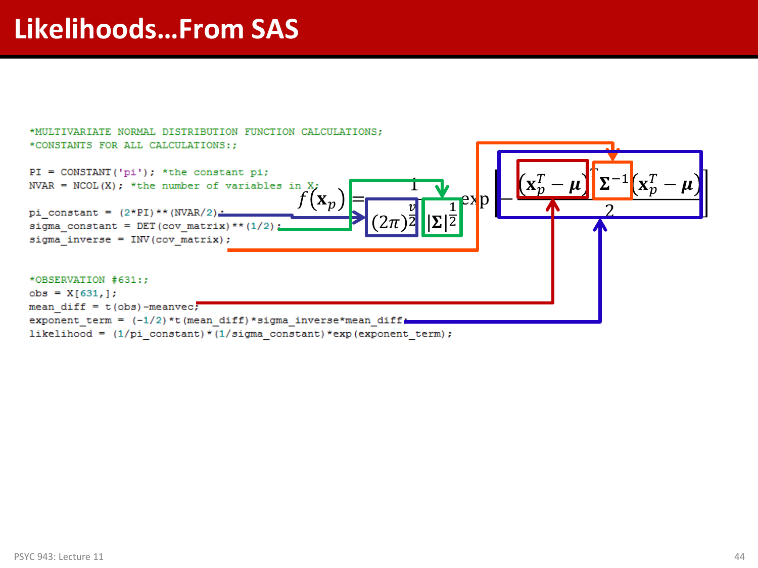# Likelihoods…From SAS

```
*MULTIVARIATE NORMAL DISTRIBUTION FUNCTION CALCULATIONS;
*CONSTANTS FOR ALL CALCULATIONS:;

PI = CONSTANT('pi'); *the constant pi;
NVAR = NCOL(X); *the number of variables in X;

pi_constant = (2*PI)**(NVAR/2);
sigma_constant = DET(cov_matrix)**(1/2);
sigma_inverse = INV(cov_matrix);


*OBSERVATION #631:;
obs = X[631,];
mean_diff = t(obs)-meanvec;
exponent_term = (-1/2)*t(mean_diff)*sigma_inverse*mean_diff;
likelihood = (1/pi_constant)*(1/sigma_constant)*exp(exponent_term);
```

$$f(\mathbf{x}_p) = \frac{1}{(2\pi)^{\frac{v}{2}} |\mathbf{\Sigma}|^{\frac{1}{2}}} \exp\left[-\frac{(\mathbf{x}_p^T - \boldsymbol{\mu})^T \mathbf{\Sigma}^{-1} (\mathbf{x}_p^T - \boldsymbol{\mu})}{2}\right]$$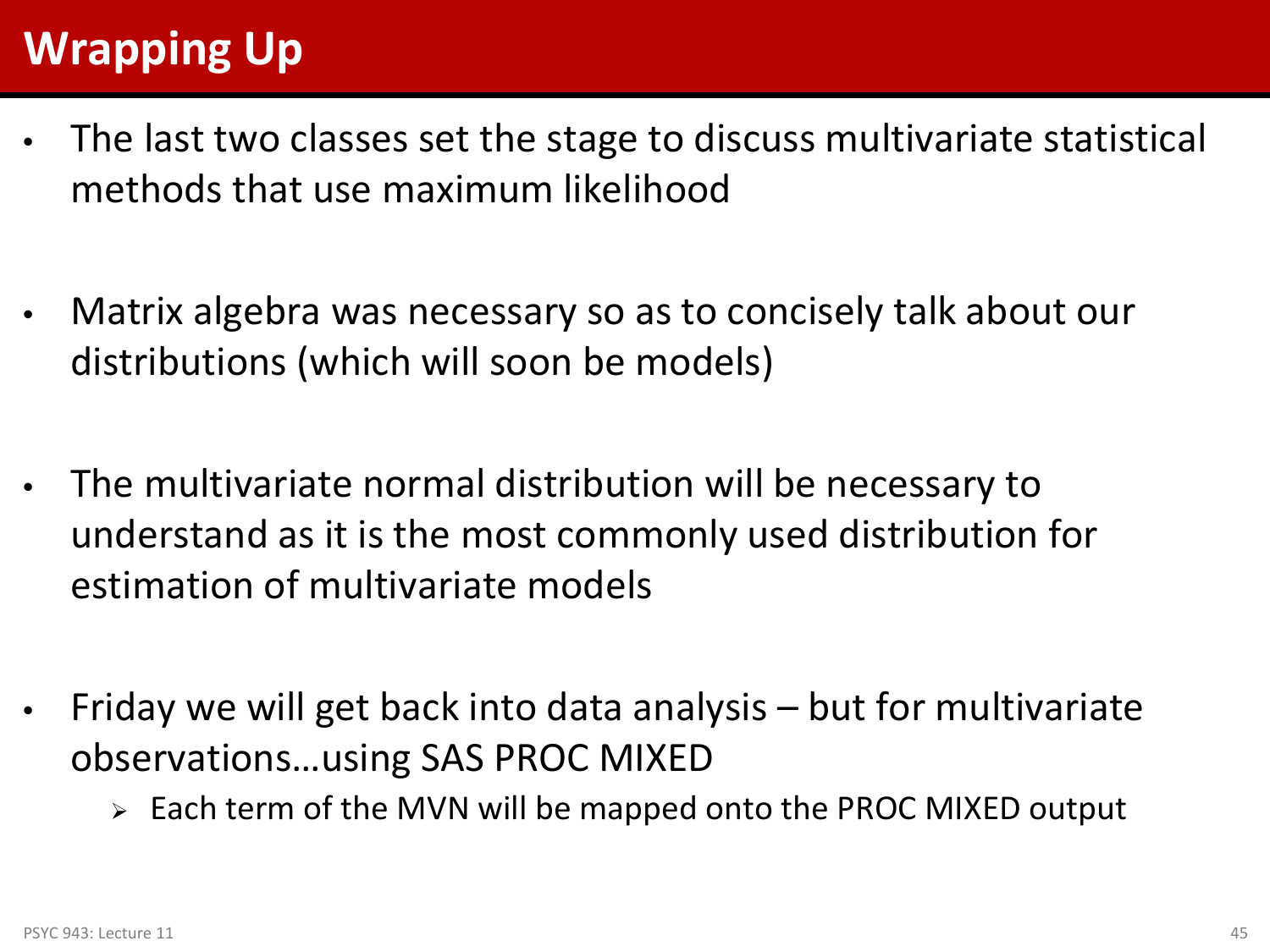# Wrapping Up

- The last two classes set the stage to discuss multivariate statistical methods that use maximum likelihood
- Matrix algebra was necessary so as to concisely talk about our distributions (which will soon be models)
- The multivariate normal distribution will be necessary to understand as it is the most commonly used distribution for estimation of multivariate models
- Friday we will get back into data analysis – but for multivariate observations…using SAS PROC MIXED
  - Each term of the MVN will be mapped onto the PROC MIXED output